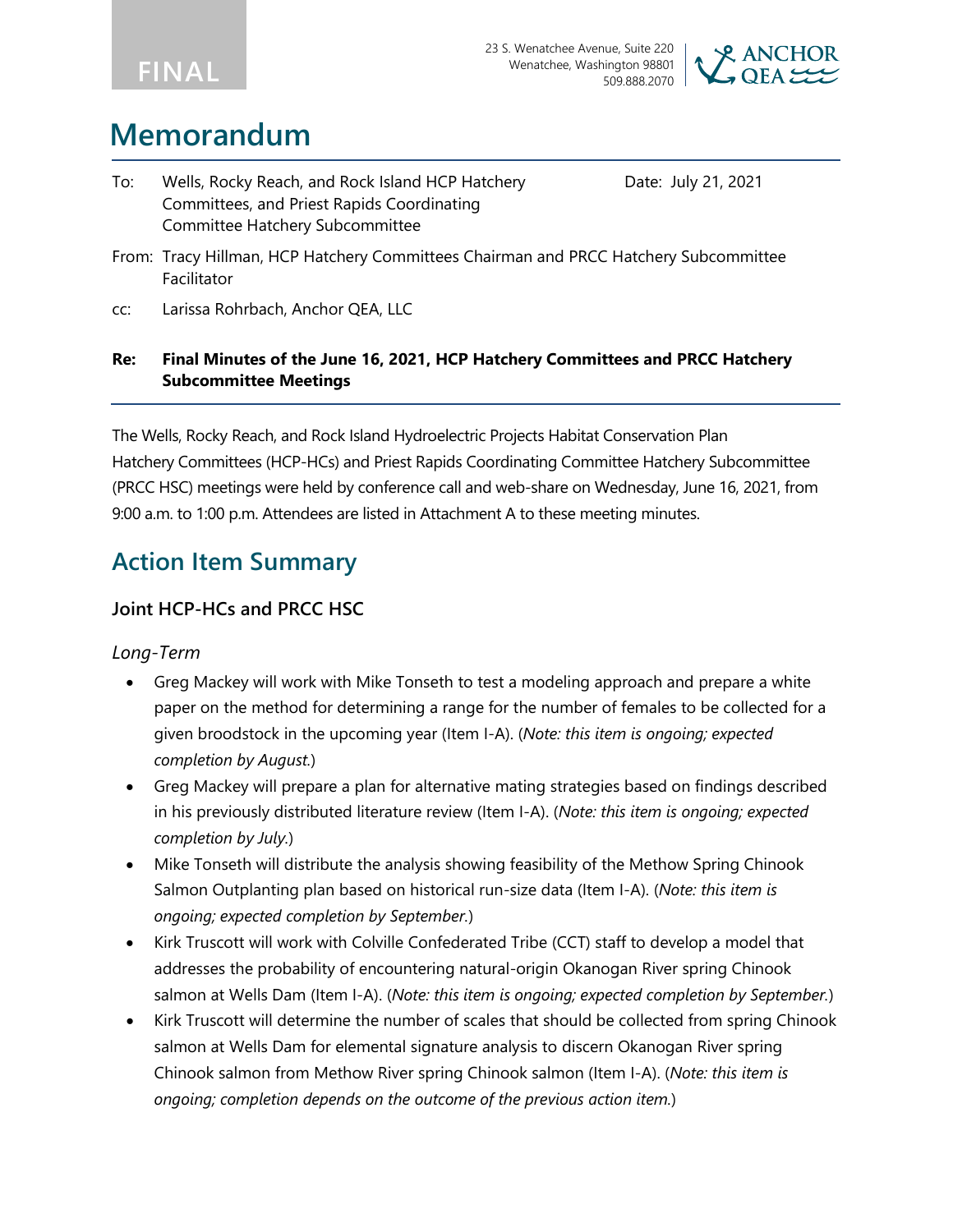FINAL

23 S. Wenatchee Avenue, Suite 220
Wenatchee, Washington 98801
509.888.2070

# Memorandum

To: Wells, Rocky Reach, and Rock Island HCP Hatchery Committees, and Priest Rapids Coordinating Committee Hatchery Subcommittee

Date: July 21, 2021

From: Tracy Hillman, HCP Hatchery Committees Chairman and PRCC Hatchery Subcommittee Facilitator

cc: Larissa Rohrbach, Anchor QEA, LLC

**Re: Final Minutes of the June 16, 2021, HCP Hatchery Committees and PRCC Hatchery Subcommittee Meetings**

The Wells, Rocky Reach, and Rock Island Hydroelectric Projects Habitat Conservation Plan Hatchery Committees (HCP-HCs) and Priest Rapids Coordinating Committee Hatchery Subcommittee (PRCC HSC) meetings were held by conference call and web-share on Wednesday, June 16, 2021, from 9:00 a.m. to 1:00 p.m. Attendees are listed in Attachment A to these meeting minutes.

## Action Item Summary

### Joint HCP-HCs and PRCC HSC

*Long-Term*

- Greg Mackey will work with Mike Tonseth to test a modeling approach and prepare a white paper on the method for determining a range for the number of females to be collected for a given broodstock in the upcoming year (Item I-A). (*Note: this item is ongoing; expected completion by August.*)
- Greg Mackey will prepare a plan for alternative mating strategies based on findings described in his previously distributed literature review (Item I-A). (*Note: this item is ongoing; expected completion by July.*)
- Mike Tonseth will distribute the analysis showing feasibility of the Methow Spring Chinook Salmon Outplanting plan based on historical run-size data (Item I-A). (*Note: this item is ongoing; expected completion by September.*)
- Kirk Truscott will work with Colville Confederated Tribe (CCT) staff to develop a model that addresses the probability of encountering natural-origin Okanogan River spring Chinook salmon at Wells Dam (Item I-A). (*Note: this item is ongoing; expected completion by September.*)
- Kirk Truscott will determine the number of scales that should be collected from spring Chinook salmon at Wells Dam for elemental signature analysis to discern Okanogan River spring Chinook salmon from Methow River spring Chinook salmon (Item I-A). (*Note: this item is ongoing; completion depends on the outcome of the previous action item.*)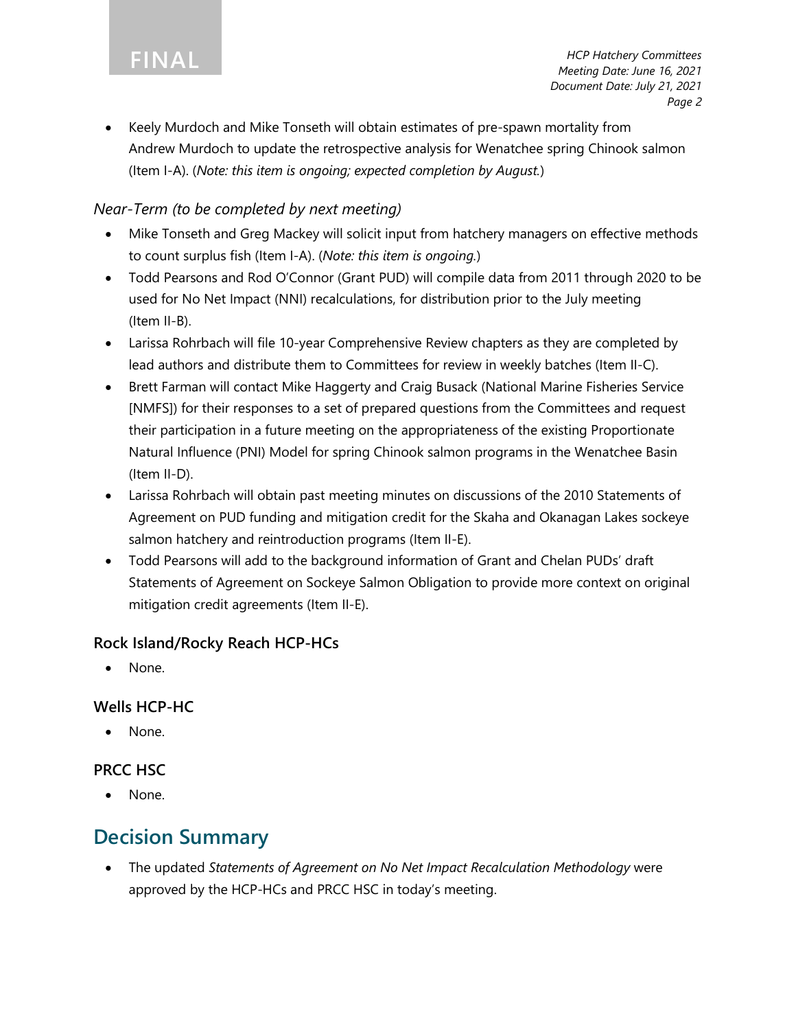- Keely Murdoch and Mike Tonseth will obtain estimates of pre-spawn mortality from Andrew Murdoch to update the retrospective analysis for Wenatchee spring Chinook salmon (Item I-A). (*Note: this item is ongoing; expected completion by August.*)

*Near-Term (to be completed by next meeting)*

- Mike Tonseth and Greg Mackey will solicit input from hatchery managers on effective methods to count surplus fish (Item I-A). (*Note: this item is ongoing.*)
- Todd Pearsons and Rod O'Connor (Grant PUD) will compile data from 2011 through 2020 to be used for No Net Impact (NNI) recalculations, for distribution prior to the July meeting (Item II-B).
- Larissa Rohrbach will file 10-year Comprehensive Review chapters as they are completed by lead authors and distribute them to Committees for review in weekly batches (Item II-C).
- Brett Farman will contact Mike Haggerty and Craig Busack (National Marine Fisheries Service [NMFS]) for their responses to a set of prepared questions from the Committees and request their participation in a future meeting on the appropriateness of the existing Proportionate Natural Influence (PNI) Model for spring Chinook salmon programs in the Wenatchee Basin (Item II-D).
- Larissa Rohrbach will obtain past meeting minutes on discussions of the 2010 Statements of Agreement on PUD funding and mitigation credit for the Skaha and Okanagan Lakes sockeye salmon hatchery and reintroduction programs (Item II-E).
- Todd Pearsons will add to the background information of Grant and Chelan PUDs' draft Statements of Agreement on Sockeye Salmon Obligation to provide more context on original mitigation credit agreements (Item II-E).

### Rock Island/Rocky Reach HCP-HCs

- None.

### Wells HCP-HC

- None.

### PRCC HSC

- None.

## Decision Summary

- The updated *Statements of Agreement on No Net Impact Recalculation Methodology* were approved by the HCP-HCs and PRCC HSC in today's meeting.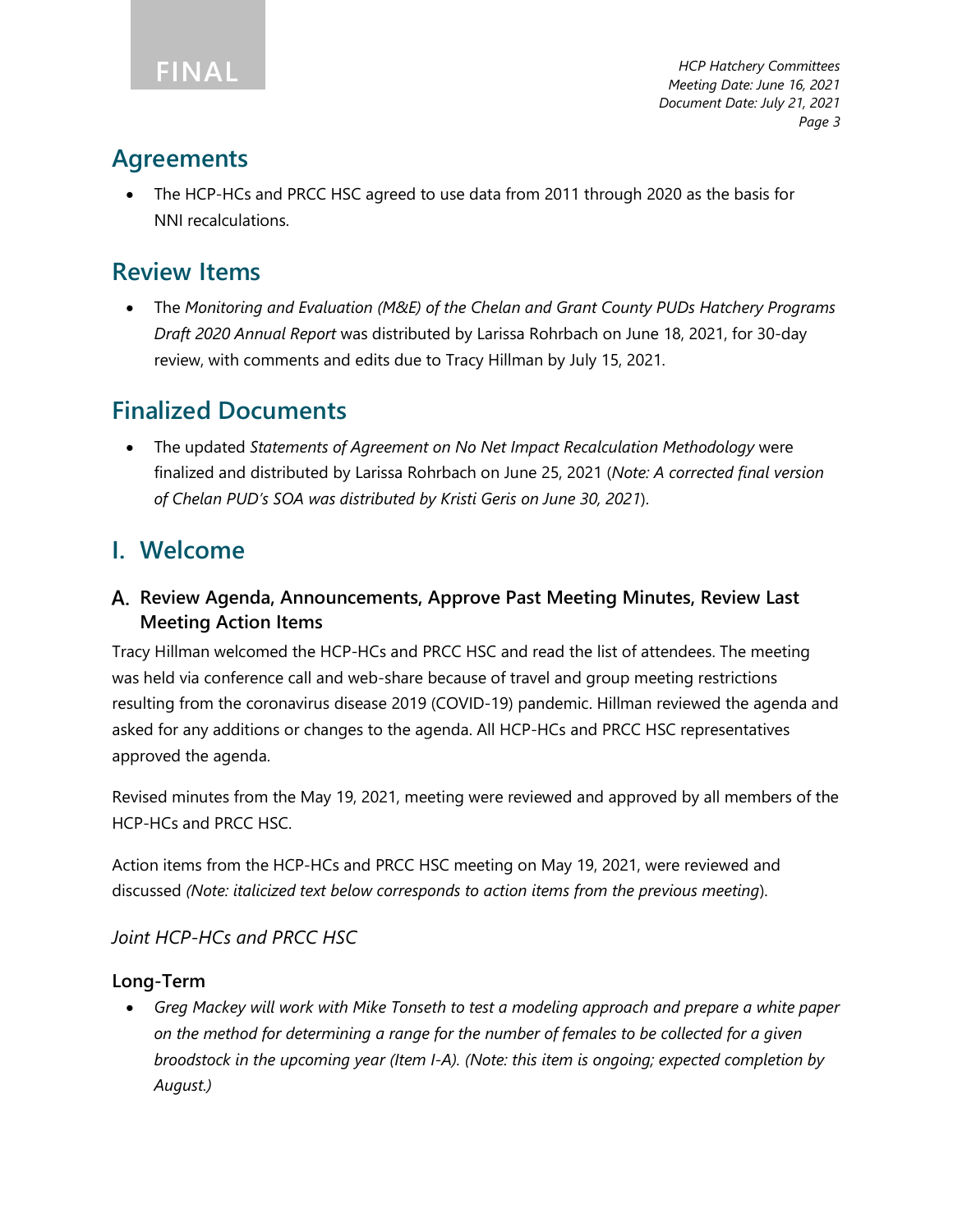## Agreements

- The HCP-HCs and PRCC HSC agreed to use data from 2011 through 2020 as the basis for NNI recalculations.

## Review Items

- The *Monitoring and Evaluation (M&E) of the Chelan and Grant County PUDs Hatchery Programs Draft 2020 Annual Report* was distributed by Larissa Rohrbach on June 18, 2021, for 30-day review, with comments and edits due to Tracy Hillman by July 15, 2021.

## Finalized Documents

- The updated *Statements of Agreement on No Net Impact Recalculation Methodology* were finalized and distributed by Larissa Rohrbach on June 25, 2021 (*Note: A corrected final version of Chelan PUD's SOA was distributed by Kristi Geris on June 30, 2021*).

## I. Welcome

### A. Review Agenda, Announcements, Approve Past Meeting Minutes, Review Last Meeting Action Items

Tracy Hillman welcomed the HCP-HCs and PRCC HSC and read the list of attendees. The meeting was held via conference call and web-share because of travel and group meeting restrictions resulting from the coronavirus disease 2019 (COVID-19) pandemic. Hillman reviewed the agenda and asked for any additions or changes to the agenda. All HCP-HCs and PRCC HSC representatives approved the agenda.

Revised minutes from the May 19, 2021, meeting were reviewed and approved by all members of the HCP-HCs and PRCC HSC.

Action items from the HCP-HCs and PRCC HSC meeting on May 19, 2021, were reviewed and discussed *(Note: italicized text below corresponds to action items from the previous meeting*).

*Joint HCP-HCs and PRCC HSC*

**Long-Term**

- *Greg Mackey will work with Mike Tonseth to test a modeling approach and prepare a white paper on the method for determining a range for the number of females to be collected for a given broodstock in the upcoming year (Item I-A). (Note: this item is ongoing; expected completion by August.)*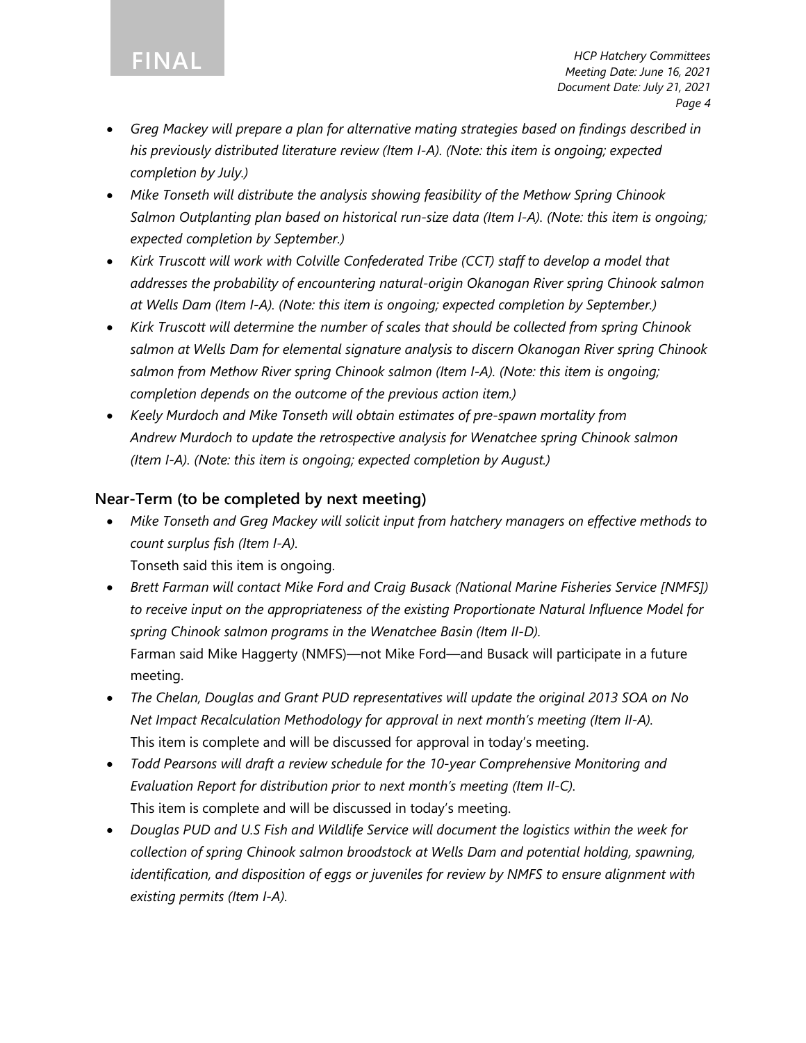- *Greg Mackey will prepare a plan for alternative mating strategies based on findings described in his previously distributed literature review (Item I-A). (Note: this item is ongoing; expected completion by July.)*
- *Mike Tonseth will distribute the analysis showing feasibility of the Methow Spring Chinook Salmon Outplanting plan based on historical run-size data (Item I-A). (Note: this item is ongoing; expected completion by September.)*
- *Kirk Truscott will work with Colville Confederated Tribe (CCT) staff to develop a model that addresses the probability of encountering natural-origin Okanogan River spring Chinook salmon at Wells Dam (Item I-A). (Note: this item is ongoing; expected completion by September.)*
- *Kirk Truscott will determine the number of scales that should be collected from spring Chinook salmon at Wells Dam for elemental signature analysis to discern Okanogan River spring Chinook salmon from Methow River spring Chinook salmon (Item I-A). (Note: this item is ongoing; completion depends on the outcome of the previous action item.)*
- *Keely Murdoch and Mike Tonseth will obtain estimates of pre-spawn mortality from Andrew Murdoch to update the retrospective analysis for Wenatchee spring Chinook salmon (Item I-A). (Note: this item is ongoing; expected completion by August.)*

## Near-Term (to be completed by next meeting)

- *Mike Tonseth and Greg Mackey will solicit input from hatchery managers on effective methods to count surplus fish (Item I-A).*
  Tonseth said this item is ongoing.
- *Brett Farman will contact Mike Ford and Craig Busack (National Marine Fisheries Service [NMFS]) to receive input on the appropriateness of the existing Proportionate Natural Influence Model for spring Chinook salmon programs in the Wenatchee Basin (Item II-D).*
  Farman said Mike Haggerty (NMFS)—not Mike Ford—and Busack will participate in a future meeting.
- *The Chelan, Douglas and Grant PUD representatives will update the original 2013 SOA on No Net Impact Recalculation Methodology for approval in next month's meeting (Item II-A).*
  This item is complete and will be discussed for approval in today's meeting.
- *Todd Pearsons will draft a review schedule for the 10-year Comprehensive Monitoring and Evaluation Report for distribution prior to next month's meeting (Item II-C).*
  This item is complete and will be discussed in today's meeting.
- *Douglas PUD and U.S Fish and Wildlife Service will document the logistics within the week for collection of spring Chinook salmon broodstock at Wells Dam and potential holding, spawning, identification, and disposition of eggs or juveniles for review by NMFS to ensure alignment with existing permits (Item I-A).*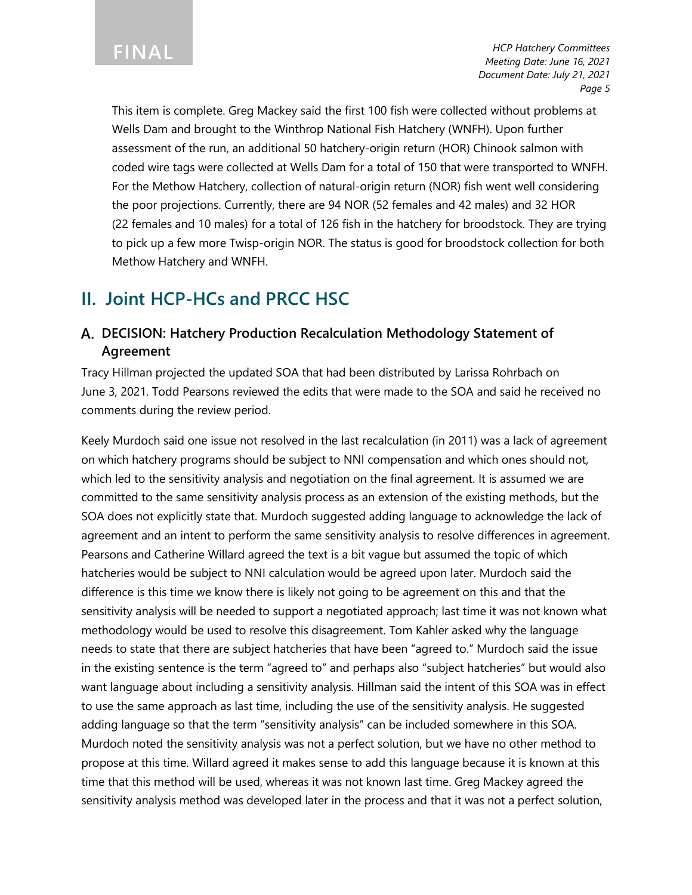This item is complete. Greg Mackey said the first 100 fish were collected without problems at Wells Dam and brought to the Winthrop National Fish Hatchery (WNFH). Upon further assessment of the run, an additional 50 hatchery-origin return (HOR) Chinook salmon with coded wire tags were collected at Wells Dam for a total of 150 that were transported to WNFH. For the Methow Hatchery, collection of natural-origin return (NOR) fish went well considering the poor projections. Currently, there are 94 NOR (52 females and 42 males) and 32 HOR (22 females and 10 males) for a total of 126 fish in the hatchery for broodstock. They are trying to pick up a few more Twisp-origin NOR. The status is good for broodstock collection for both Methow Hatchery and WNFH.

## II. Joint HCP-HCs and PRCC HSC

### A. DECISION: Hatchery Production Recalculation Methodology Statement of Agreement

Tracy Hillman projected the updated SOA that had been distributed by Larissa Rohrbach on June 3, 2021. Todd Pearsons reviewed the edits that were made to the SOA and said he received no comments during the review period.

Keely Murdoch said one issue not resolved in the last recalculation (in 2011) was a lack of agreement on which hatchery programs should be subject to NNI compensation and which ones should not, which led to the sensitivity analysis and negotiation on the final agreement. It is assumed we are committed to the same sensitivity analysis process as an extension of the existing methods, but the SOA does not explicitly state that. Murdoch suggested adding language to acknowledge the lack of agreement and an intent to perform the same sensitivity analysis to resolve differences in agreement. Pearsons and Catherine Willard agreed the text is a bit vague but assumed the topic of which hatcheries would be subject to NNI calculation would be agreed upon later. Murdoch said the difference is this time we know there is likely not going to be agreement on this and that the sensitivity analysis will be needed to support a negotiated approach; last time it was not known what methodology would be used to resolve this disagreement. Tom Kahler asked why the language needs to state that there are subject hatcheries that have been "agreed to." Murdoch said the issue in the existing sentence is the term "agreed to" and perhaps also "subject hatcheries" but would also want language about including a sensitivity analysis. Hillman said the intent of this SOA was in effect to use the same approach as last time, including the use of the sensitivity analysis. He suggested adding language so that the term "sensitivity analysis" can be included somewhere in this SOA. Murdoch noted the sensitivity analysis was not a perfect solution, but we have no other method to propose at this time. Willard agreed it makes sense to add this language because it is known at this time that this method will be used, whereas it was not known last time. Greg Mackey agreed the sensitivity analysis method was developed later in the process and that it was not a perfect solution,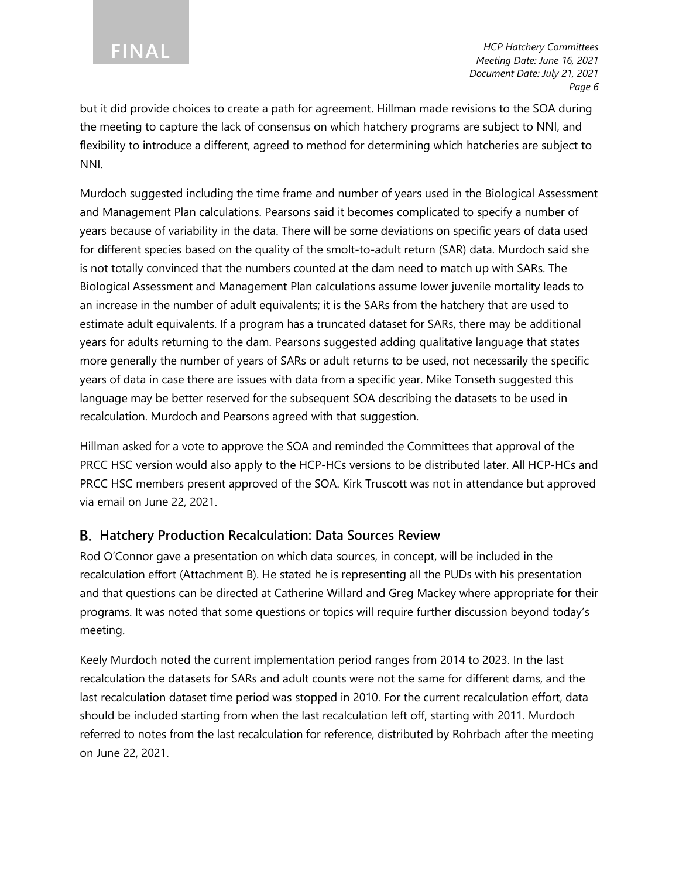but it did provide choices to create a path for agreement. Hillman made revisions to the SOA during the meeting to capture the lack of consensus on which hatchery programs are subject to NNI, and flexibility to introduce a different, agreed to method for determining which hatcheries are subject to NNI.

Murdoch suggested including the time frame and number of years used in the Biological Assessment and Management Plan calculations. Pearsons said it becomes complicated to specify a number of years because of variability in the data. There will be some deviations on specific years of data used for different species based on the quality of the smolt-to-adult return (SAR) data. Murdoch said she is not totally convinced that the numbers counted at the dam need to match up with SARs. The Biological Assessment and Management Plan calculations assume lower juvenile mortality leads to an increase in the number of adult equivalents; it is the SARs from the hatchery that are used to estimate adult equivalents. If a program has a truncated dataset for SARs, there may be additional years for adults returning to the dam. Pearsons suggested adding qualitative language that states more generally the number of years of SARs or adult returns to be used, not necessarily the specific years of data in case there are issues with data from a specific year. Mike Tonseth suggested this language may be better reserved for the subsequent SOA describing the datasets to be used in recalculation. Murdoch and Pearsons agreed with that suggestion.

Hillman asked for a vote to approve the SOA and reminded the Committees that approval of the PRCC HSC version would also apply to the HCP-HCs versions to be distributed later. All HCP-HCs and PRCC HSC members present approved of the SOA. Kirk Truscott was not in attendance but approved via email on June 22, 2021.

## B. Hatchery Production Recalculation: Data Sources Review

Rod O'Connor gave a presentation on which data sources, in concept, will be included in the recalculation effort (Attachment B). He stated he is representing all the PUDs with his presentation and that questions can be directed at Catherine Willard and Greg Mackey where appropriate for their programs. It was noted that some questions or topics will require further discussion beyond today's meeting.

Keely Murdoch noted the current implementation period ranges from 2014 to 2023. In the last recalculation the datasets for SARs and adult counts were not the same for different dams, and the last recalculation dataset time period was stopped in 2010. For the current recalculation effort, data should be included starting from when the last recalculation left off, starting with 2011. Murdoch referred to notes from the last recalculation for reference, distributed by Rohrbach after the meeting on June 22, 2021.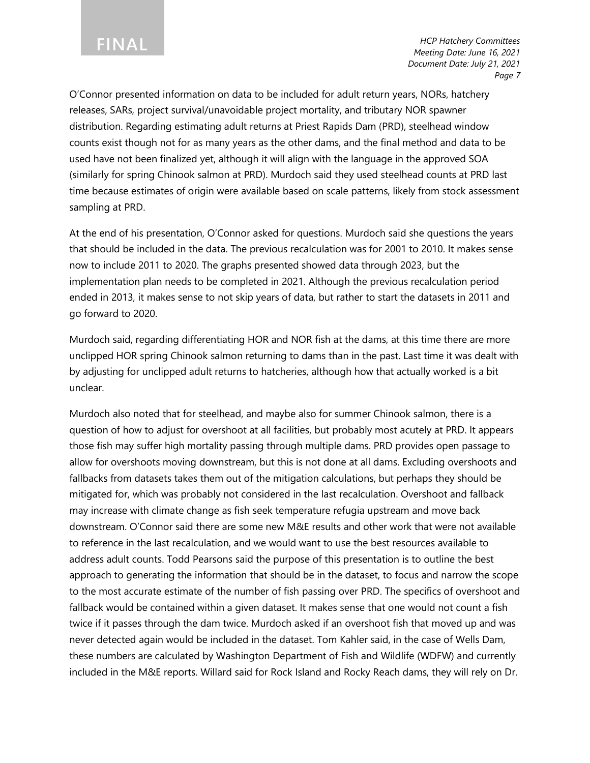O'Connor presented information on data to be included for adult return years, NORs, hatchery releases, SARs, project survival/unavoidable project mortality, and tributary NOR spawner distribution. Regarding estimating adult returns at Priest Rapids Dam (PRD), steelhead window counts exist though not for as many years as the other dams, and the final method and data to be used have not been finalized yet, although it will align with the language in the approved SOA (similarly for spring Chinook salmon at PRD). Murdoch said they used steelhead counts at PRD last time because estimates of origin were available based on scale patterns, likely from stock assessment sampling at PRD.

At the end of his presentation, O'Connor asked for questions. Murdoch said she questions the years that should be included in the data. The previous recalculation was for 2001 to 2010. It makes sense now to include 2011 to 2020. The graphs presented showed data through 2023, but the implementation plan needs to be completed in 2021. Although the previous recalculation period ended in 2013, it makes sense to not skip years of data, but rather to start the datasets in 2011 and go forward to 2020.

Murdoch said, regarding differentiating HOR and NOR fish at the dams, at this time there are more unclipped HOR spring Chinook salmon returning to dams than in the past. Last time it was dealt with by adjusting for unclipped adult returns to hatcheries, although how that actually worked is a bit unclear.

Murdoch also noted that for steelhead, and maybe also for summer Chinook salmon, there is a question of how to adjust for overshoot at all facilities, but probably most acutely at PRD. It appears those fish may suffer high mortality passing through multiple dams. PRD provides open passage to allow for overshoots moving downstream, but this is not done at all dams. Excluding overshoots and fallbacks from datasets takes them out of the mitigation calculations, but perhaps they should be mitigated for, which was probably not considered in the last recalculation. Overshoot and fallback may increase with climate change as fish seek temperature refugia upstream and move back downstream. O'Connor said there are some new M&E results and other work that were not available to reference in the last recalculation, and we would want to use the best resources available to address adult counts. Todd Pearsons said the purpose of this presentation is to outline the best approach to generating the information that should be in the dataset, to focus and narrow the scope to the most accurate estimate of the number of fish passing over PRD. The specifics of overshoot and fallback would be contained within a given dataset. It makes sense that one would not count a fish twice if it passes through the dam twice. Murdoch asked if an overshoot fish that moved up and was never detected again would be included in the dataset. Tom Kahler said, in the case of Wells Dam, these numbers are calculated by Washington Department of Fish and Wildlife (WDFW) and currently included in the M&E reports. Willard said for Rock Island and Rocky Reach dams, they will rely on Dr.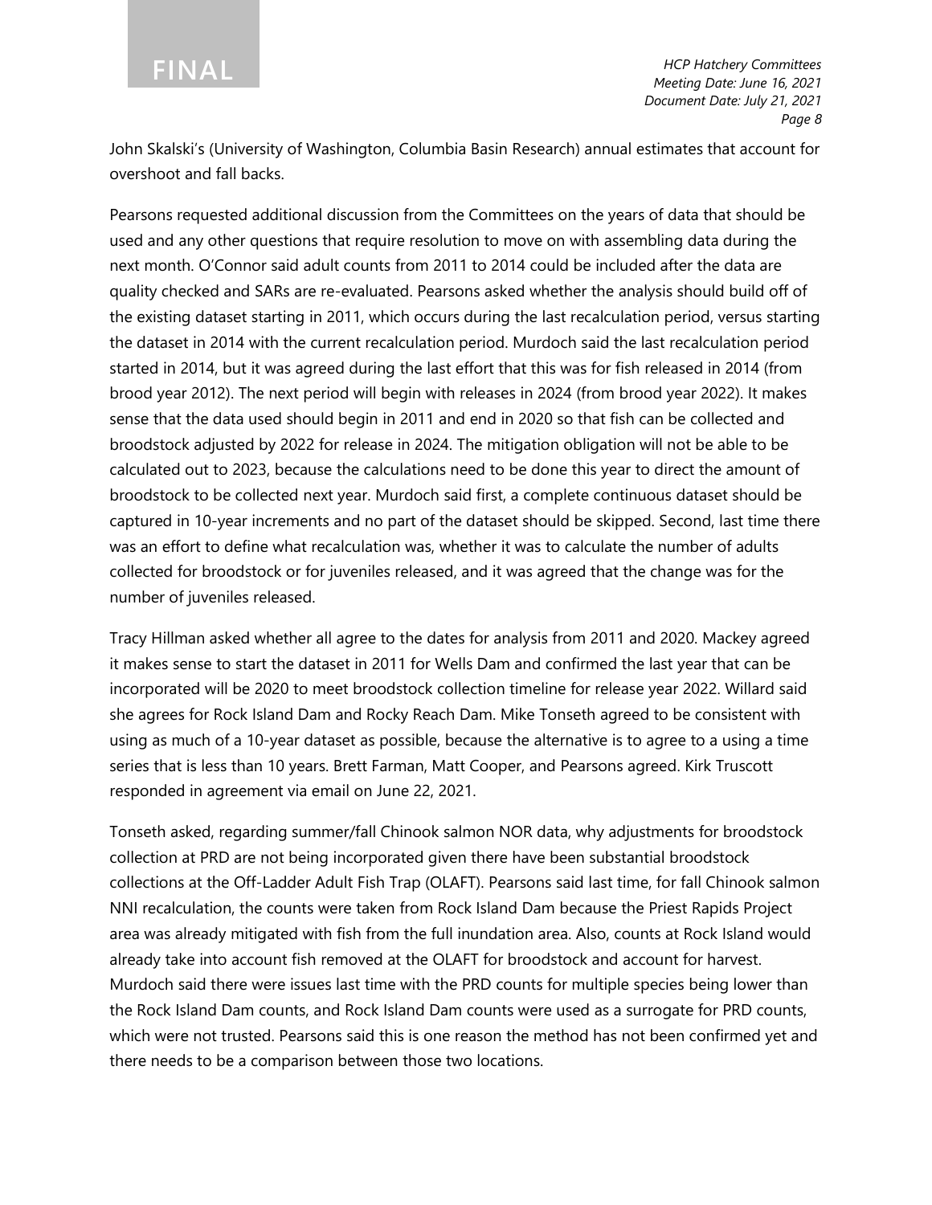John Skalski's (University of Washington, Columbia Basin Research) annual estimates that account for overshoot and fall backs.

Pearsons requested additional discussion from the Committees on the years of data that should be used and any other questions that require resolution to move on with assembling data during the next month. O'Connor said adult counts from 2011 to 2014 could be included after the data are quality checked and SARs are re-evaluated. Pearsons asked whether the analysis should build off of the existing dataset starting in 2011, which occurs during the last recalculation period, versus starting the dataset in 2014 with the current recalculation period. Murdoch said the last recalculation period started in 2014, but it was agreed during the last effort that this was for fish released in 2014 (from brood year 2012). The next period will begin with releases in 2024 (from brood year 2022). It makes sense that the data used should begin in 2011 and end in 2020 so that fish can be collected and broodstock adjusted by 2022 for release in 2024. The mitigation obligation will not be able to be calculated out to 2023, because the calculations need to be done this year to direct the amount of broodstock to be collected next year. Murdoch said first, a complete continuous dataset should be captured in 10-year increments and no part of the dataset should be skipped. Second, last time there was an effort to define what recalculation was, whether it was to calculate the number of adults collected for broodstock or for juveniles released, and it was agreed that the change was for the number of juveniles released.

Tracy Hillman asked whether all agree to the dates for analysis from 2011 and 2020. Mackey agreed it makes sense to start the dataset in 2011 for Wells Dam and confirmed the last year that can be incorporated will be 2020 to meet broodstock collection timeline for release year 2022. Willard said she agrees for Rock Island Dam and Rocky Reach Dam. Mike Tonseth agreed to be consistent with using as much of a 10-year dataset as possible, because the alternative is to agree to a using a time series that is less than 10 years. Brett Farman, Matt Cooper, and Pearsons agreed. Kirk Truscott responded in agreement via email on June 22, 2021.

Tonseth asked, regarding summer/fall Chinook salmon NOR data, why adjustments for broodstock collection at PRD are not being incorporated given there have been substantial broodstock collections at the Off-Ladder Adult Fish Trap (OLAFT). Pearsons said last time, for fall Chinook salmon NNI recalculation, the counts were taken from Rock Island Dam because the Priest Rapids Project area was already mitigated with fish from the full inundation area. Also, counts at Rock Island would already take into account fish removed at the OLAFT for broodstock and account for harvest. Murdoch said there were issues last time with the PRD counts for multiple species being lower than the Rock Island Dam counts, and Rock Island Dam counts were used as a surrogate for PRD counts, which were not trusted. Pearsons said this is one reason the method has not been confirmed yet and there needs to be a comparison between those two locations.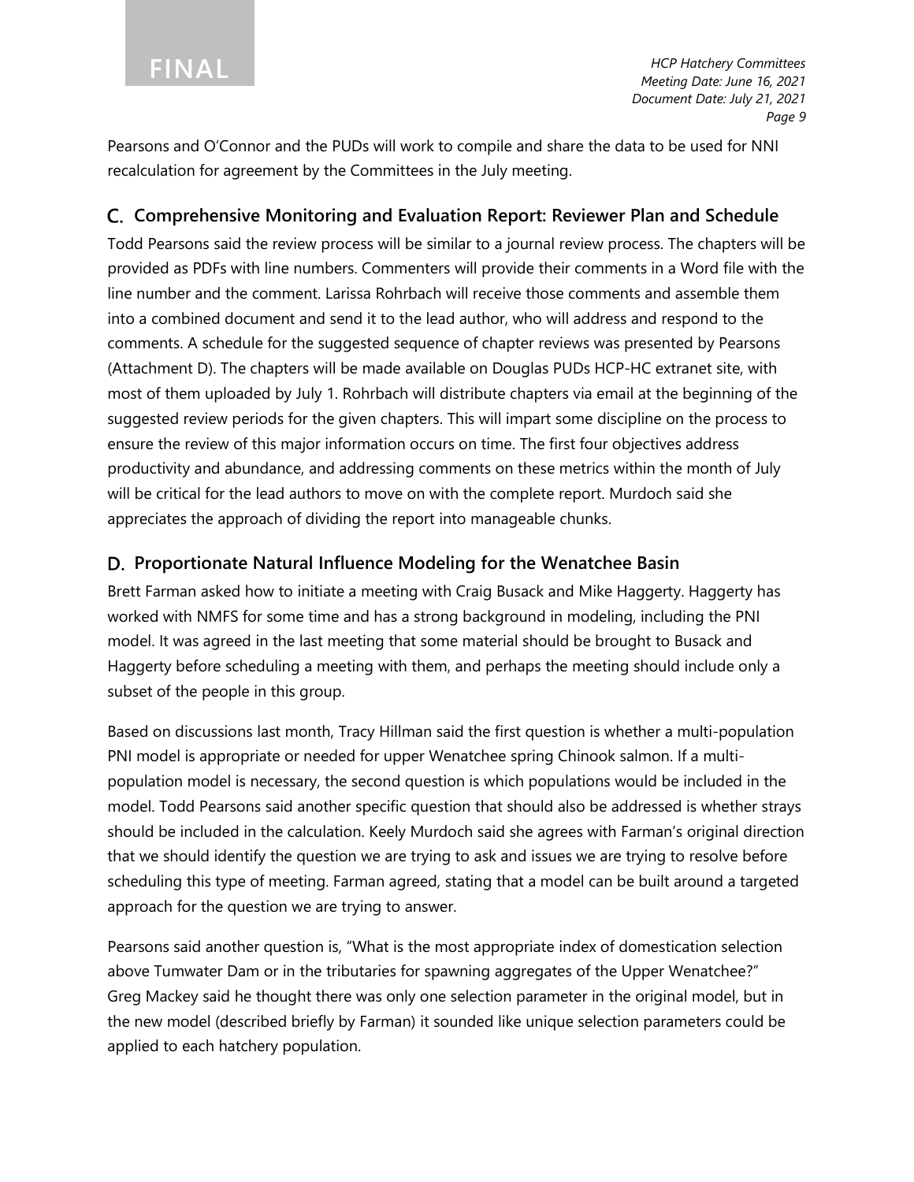Pearsons and O'Connor and the PUDs will work to compile and share the data to be used for NNI recalculation for agreement by the Committees in the July meeting.

## C. Comprehensive Monitoring and Evaluation Report: Reviewer Plan and Schedule

Todd Pearsons said the review process will be similar to a journal review process. The chapters will be provided as PDFs with line numbers. Commenters will provide their comments in a Word file with the line number and the comment. Larissa Rohrbach will receive those comments and assemble them into a combined document and send it to the lead author, who will address and respond to the comments. A schedule for the suggested sequence of chapter reviews was presented by Pearsons (Attachment D). The chapters will be made available on Douglas PUDs HCP-HC extranet site, with most of them uploaded by July 1. Rohrbach will distribute chapters via email at the beginning of the suggested review periods for the given chapters. This will impart some discipline on the process to ensure the review of this major information occurs on time. The first four objectives address productivity and abundance, and addressing comments on these metrics within the month of July will be critical for the lead authors to move on with the complete report. Murdoch said she appreciates the approach of dividing the report into manageable chunks.

## D. Proportionate Natural Influence Modeling for the Wenatchee Basin

Brett Farman asked how to initiate a meeting with Craig Busack and Mike Haggerty. Haggerty has worked with NMFS for some time and has a strong background in modeling, including the PNI model. It was agreed in the last meeting that some material should be brought to Busack and Haggerty before scheduling a meeting with them, and perhaps the meeting should include only a subset of the people in this group.

Based on discussions last month, Tracy Hillman said the first question is whether a multi-population PNI model is appropriate or needed for upper Wenatchee spring Chinook salmon. If a multi-population model is necessary, the second question is which populations would be included in the model. Todd Pearsons said another specific question that should also be addressed is whether strays should be included in the calculation. Keely Murdoch said she agrees with Farman's original direction that we should identify the question we are trying to ask and issues we are trying to resolve before scheduling this type of meeting. Farman agreed, stating that a model can be built around a targeted approach for the question we are trying to answer.

Pearsons said another question is, "What is the most appropriate index of domestication selection above Tumwater Dam or in the tributaries for spawning aggregates of the Upper Wenatchee?" Greg Mackey said he thought there was only one selection parameter in the original model, but in the new model (described briefly by Farman) it sounded like unique selection parameters could be applied to each hatchery population.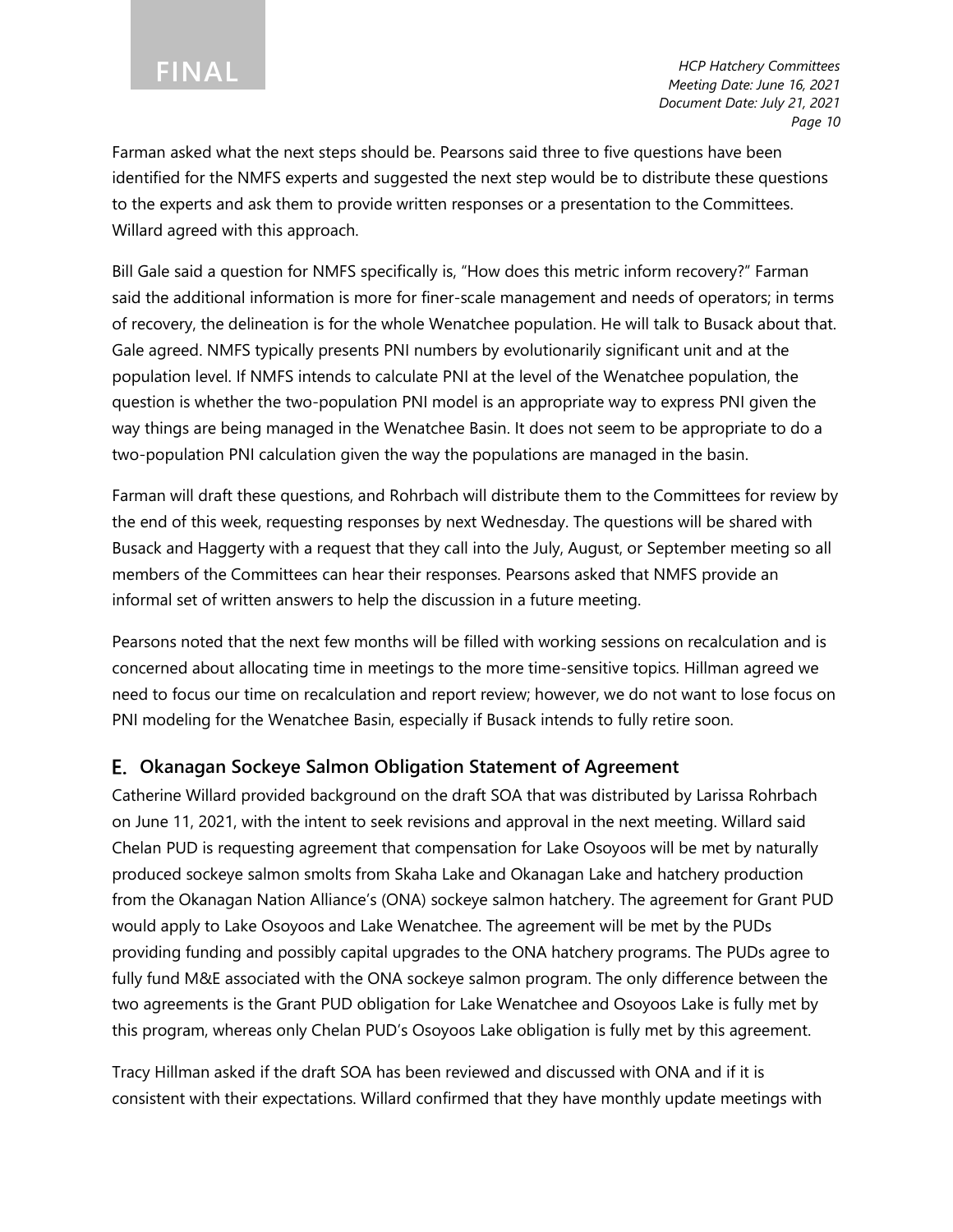Farman asked what the next steps should be. Pearsons said three to five questions have been identified for the NMFS experts and suggested the next step would be to distribute these questions to the experts and ask them to provide written responses or a presentation to the Committees. Willard agreed with this approach.

Bill Gale said a question for NMFS specifically is, "How does this metric inform recovery?" Farman said the additional information is more for finer-scale management and needs of operators; in terms of recovery, the delineation is for the whole Wenatchee population. He will talk to Busack about that. Gale agreed. NMFS typically presents PNI numbers by evolutionarily significant unit and at the population level. If NMFS intends to calculate PNI at the level of the Wenatchee population, the question is whether the two-population PNI model is an appropriate way to express PNI given the way things are being managed in the Wenatchee Basin. It does not seem to be appropriate to do a two-population PNI calculation given the way the populations are managed in the basin.

Farman will draft these questions, and Rohrbach will distribute them to the Committees for review by the end of this week, requesting responses by next Wednesday. The questions will be shared with Busack and Haggerty with a request that they call into the July, August, or September meeting so all members of the Committees can hear their responses. Pearsons asked that NMFS provide an informal set of written answers to help the discussion in a future meeting.

Pearsons noted that the next few months will be filled with working sessions on recalculation and is concerned about allocating time in meetings to the more time-sensitive topics. Hillman agreed we need to focus our time on recalculation and report review; however, we do not want to lose focus on PNI modeling for the Wenatchee Basin, especially if Busack intends to fully retire soon.

## E. Okanagan Sockeye Salmon Obligation Statement of Agreement

Catherine Willard provided background on the draft SOA that was distributed by Larissa Rohrbach on June 11, 2021, with the intent to seek revisions and approval in the next meeting. Willard said Chelan PUD is requesting agreement that compensation for Lake Osoyoos will be met by naturally produced sockeye salmon smolts from Skaha Lake and Okanagan Lake and hatchery production from the Okanagan Nation Alliance's (ONA) sockeye salmon hatchery. The agreement for Grant PUD would apply to Lake Osoyoos and Lake Wenatchee. The agreement will be met by the PUDs providing funding and possibly capital upgrades to the ONA hatchery programs. The PUDs agree to fully fund M&E associated with the ONA sockeye salmon program. The only difference between the two agreements is the Grant PUD obligation for Lake Wenatchee and Osoyoos Lake is fully met by this program, whereas only Chelan PUD's Osoyoos Lake obligation is fully met by this agreement.

Tracy Hillman asked if the draft SOA has been reviewed and discussed with ONA and if it is consistent with their expectations. Willard confirmed that they have monthly update meetings with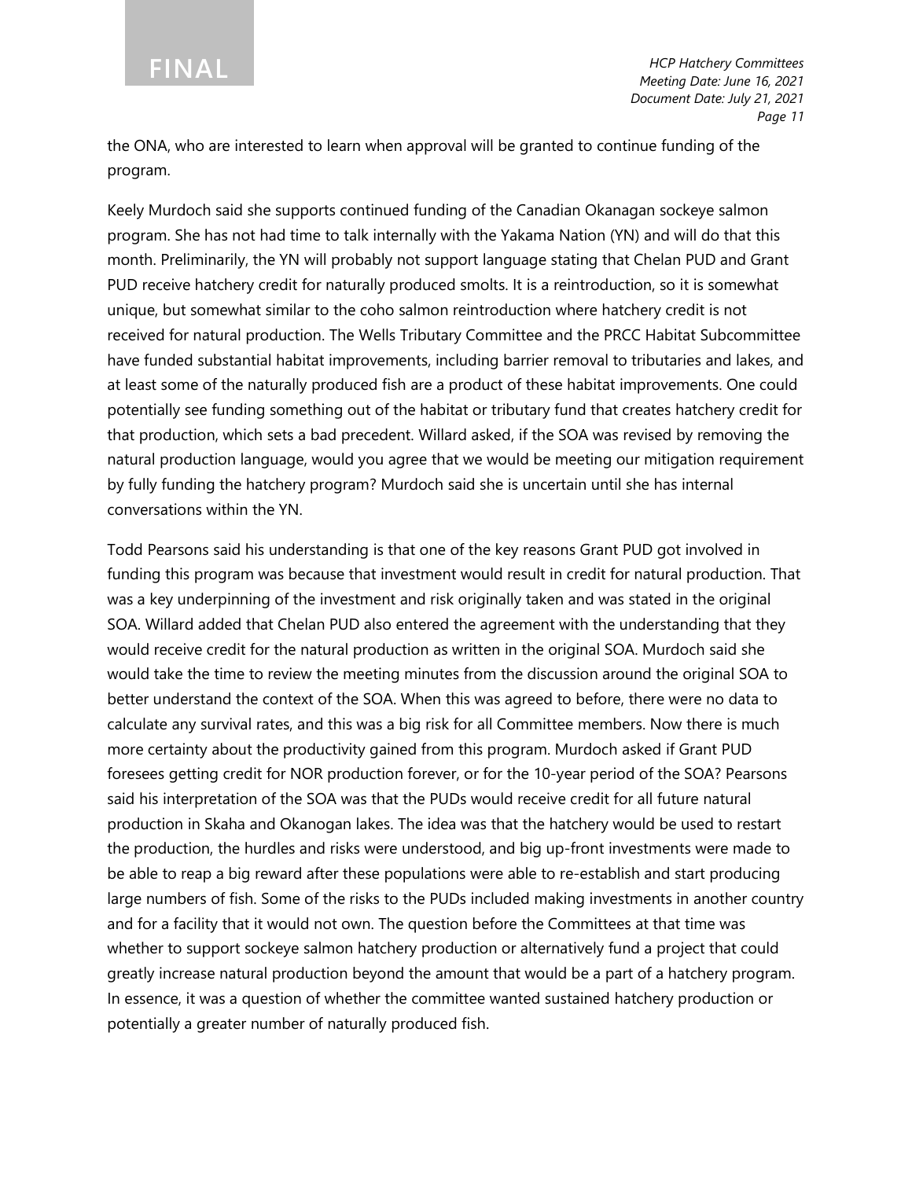the ONA, who are interested to learn when approval will be granted to continue funding of the program.

Keely Murdoch said she supports continued funding of the Canadian Okanagan sockeye salmon program. She has not had time to talk internally with the Yakama Nation (YN) and will do that this month. Preliminarily, the YN will probably not support language stating that Chelan PUD and Grant PUD receive hatchery credit for naturally produced smolts. It is a reintroduction, so it is somewhat unique, but somewhat similar to the coho salmon reintroduction where hatchery credit is not received for natural production. The Wells Tributary Committee and the PRCC Habitat Subcommittee have funded substantial habitat improvements, including barrier removal to tributaries and lakes, and at least some of the naturally produced fish are a product of these habitat improvements. One could potentially see funding something out of the habitat or tributary fund that creates hatchery credit for that production, which sets a bad precedent. Willard asked, if the SOA was revised by removing the natural production language, would you agree that we would be meeting our mitigation requirement by fully funding the hatchery program? Murdoch said she is uncertain until she has internal conversations within the YN.

Todd Pearsons said his understanding is that one of the key reasons Grant PUD got involved in funding this program was because that investment would result in credit for natural production. That was a key underpinning of the investment and risk originally taken and was stated in the original SOA. Willard added that Chelan PUD also entered the agreement with the understanding that they would receive credit for the natural production as written in the original SOA. Murdoch said she would take the time to review the meeting minutes from the discussion around the original SOA to better understand the context of the SOA. When this was agreed to before, there were no data to calculate any survival rates, and this was a big risk for all Committee members. Now there is much more certainty about the productivity gained from this program. Murdoch asked if Grant PUD foresees getting credit for NOR production forever, or for the 10-year period of the SOA? Pearsons said his interpretation of the SOA was that the PUDs would receive credit for all future natural production in Skaha and Okanogan lakes. The idea was that the hatchery would be used to restart the production, the hurdles and risks were understood, and big up-front investments were made to be able to reap a big reward after these populations were able to re-establish and start producing large numbers of fish. Some of the risks to the PUDs included making investments in another country and for a facility that it would not own. The question before the Committees at that time was whether to support sockeye salmon hatchery production or alternatively fund a project that could greatly increase natural production beyond the amount that would be a part of a hatchery program. In essence, it was a question of whether the committee wanted sustained hatchery production or potentially a greater number of naturally produced fish.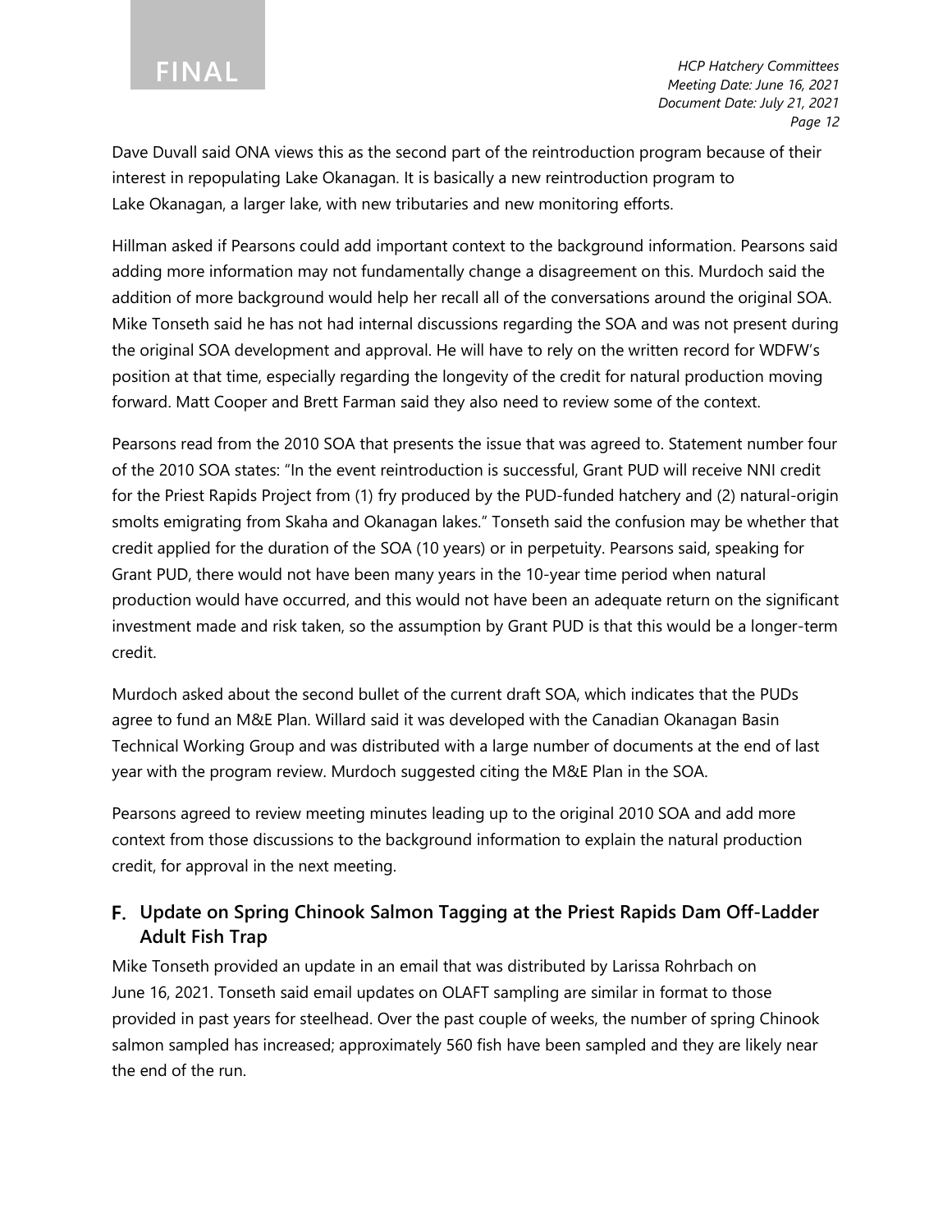Dave Duvall said ONA views this as the second part of the reintroduction program because of their interest in repopulating Lake Okanagan. It is basically a new reintroduction program to Lake Okanagan, a larger lake, with new tributaries and new monitoring efforts.

Hillman asked if Pearsons could add important context to the background information. Pearsons said adding more information may not fundamentally change a disagreement on this. Murdoch said the addition of more background would help her recall all of the conversations around the original SOA. Mike Tonseth said he has not had internal discussions regarding the SOA and was not present during the original SOA development and approval. He will have to rely on the written record for WDFW's position at that time, especially regarding the longevity of the credit for natural production moving forward. Matt Cooper and Brett Farman said they also need to review some of the context.

Pearsons read from the 2010 SOA that presents the issue that was agreed to. Statement number four of the 2010 SOA states: "In the event reintroduction is successful, Grant PUD will receive NNI credit for the Priest Rapids Project from (1) fry produced by the PUD-funded hatchery and (2) natural-origin smolts emigrating from Skaha and Okanagan lakes." Tonseth said the confusion may be whether that credit applied for the duration of the SOA (10 years) or in perpetuity. Pearsons said, speaking for Grant PUD, there would not have been many years in the 10-year time period when natural production would have occurred, and this would not have been an adequate return on the significant investment made and risk taken, so the assumption by Grant PUD is that this would be a longer-term credit.

Murdoch asked about the second bullet of the current draft SOA, which indicates that the PUDs agree to fund an M&E Plan. Willard said it was developed with the Canadian Okanagan Basin Technical Working Group and was distributed with a large number of documents at the end of last year with the program review. Murdoch suggested citing the M&E Plan in the SOA.

Pearsons agreed to review meeting minutes leading up to the original 2010 SOA and add more context from those discussions to the background information to explain the natural production credit, for approval in the next meeting.

## F. Update on Spring Chinook Salmon Tagging at the Priest Rapids Dam Off-Ladder Adult Fish Trap

Mike Tonseth provided an update in an email that was distributed by Larissa Rohrbach on June 16, 2021. Tonseth said email updates on OLAFT sampling are similar in format to those provided in past years for steelhead. Over the past couple of weeks, the number of spring Chinook salmon sampled has increased; approximately 560 fish have been sampled and they are likely near the end of the run.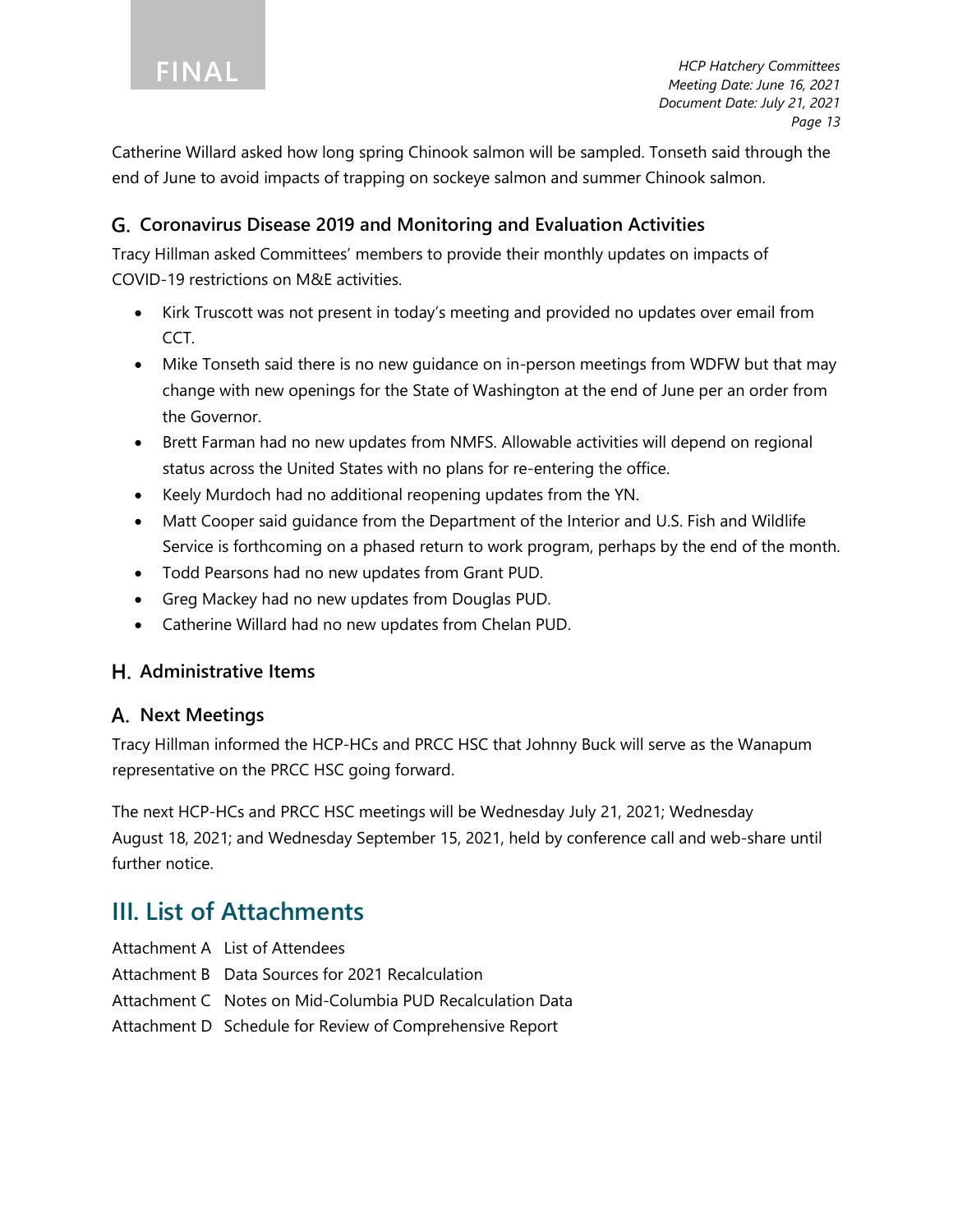Catherine Willard asked how long spring Chinook salmon will be sampled. Tonseth said through the end of June to avoid impacts of trapping on sockeye salmon and summer Chinook salmon.

## G. Coronavirus Disease 2019 and Monitoring and Evaluation Activities

Tracy Hillman asked Committees' members to provide their monthly updates on impacts of COVID-19 restrictions on M&E activities.

- Kirk Truscott was not present in today's meeting and provided no updates over email from CCT.
- Mike Tonseth said there is no new guidance on in-person meetings from WDFW but that may change with new openings for the State of Washington at the end of June per an order from the Governor.
- Brett Farman had no new updates from NMFS. Allowable activities will depend on regional status across the United States with no plans for re-entering the office.
- Keely Murdoch had no additional reopening updates from the YN.
- Matt Cooper said guidance from the Department of the Interior and U.S. Fish and Wildlife Service is forthcoming on a phased return to work program, perhaps by the end of the month.
- Todd Pearsons had no new updates from Grant PUD.
- Greg Mackey had no new updates from Douglas PUD.
- Catherine Willard had no new updates from Chelan PUD.

## H. Administrative Items

## A. Next Meetings

Tracy Hillman informed the HCP-HCs and PRCC HSC that Johnny Buck will serve as the Wanapum representative on the PRCC HSC going forward.

The next HCP-HCs and PRCC HSC meetings will be Wednesday July 21, 2021; Wednesday August 18, 2021; and Wednesday September 15, 2021, held by conference call and web-share until further notice.

# III. List of Attachments

Attachment A List of Attendees
Attachment B Data Sources for 2021 Recalculation
Attachment C Notes on Mid-Columbia PUD Recalculation Data
Attachment D Schedule for Review of Comprehensive Report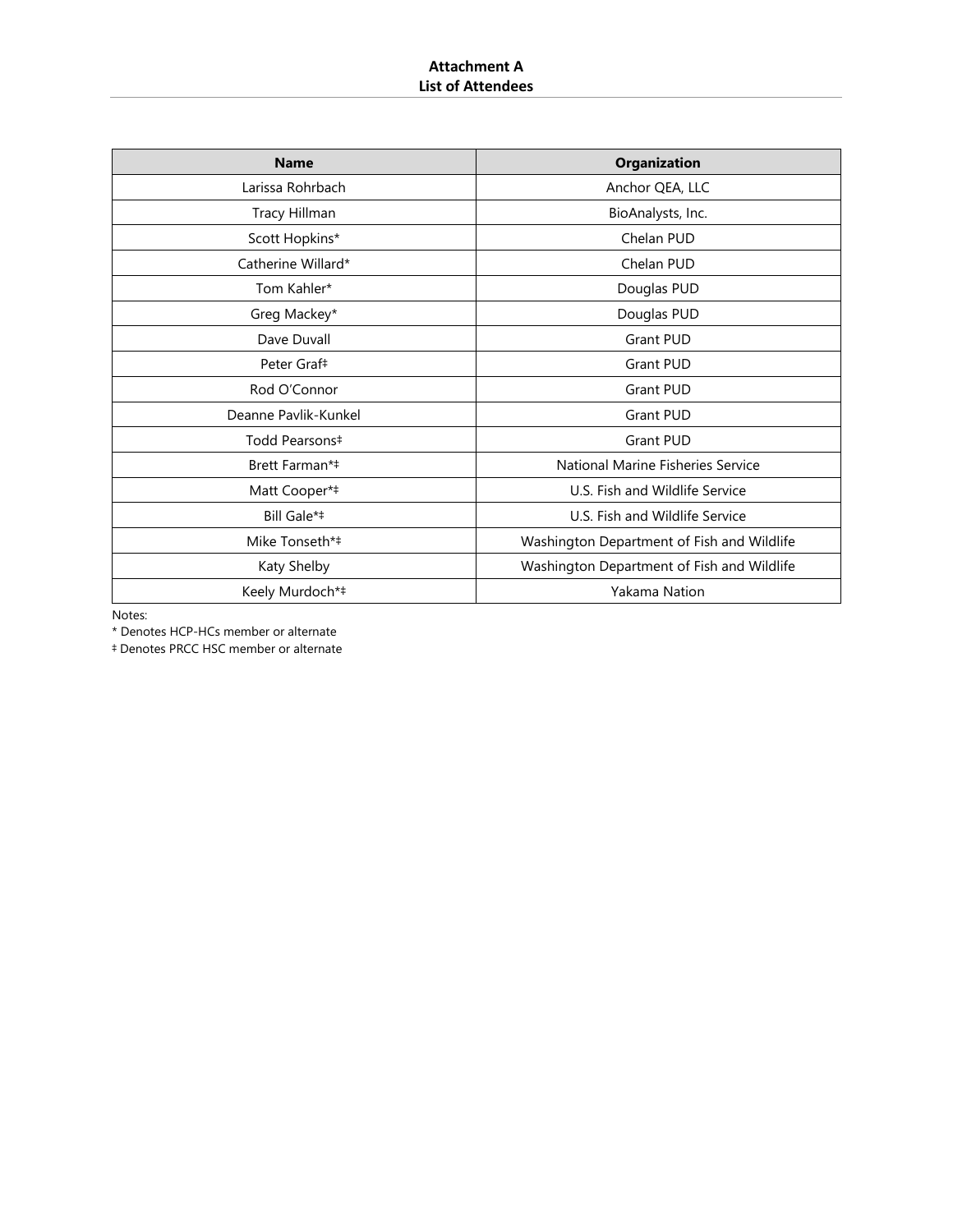**Attachment A**
**List of Attendees**

| Name | Organization |
| --- | --- |
| Larissa Rohrbach | Anchor QEA, LLC |
| Tracy Hillman | BioAnalysts, Inc. |
| Scott Hopkins* | Chelan PUD |
| Catherine Willard* | Chelan PUD |
| Tom Kahler* | Douglas PUD |
| Greg Mackey* | Douglas PUD |
| Dave Duvall | Grant PUD |
| Peter Graf‡ | Grant PUD |
| Rod O'Connor | Grant PUD |
| Deanne Pavlik-Kunkel | Grant PUD |
| Todd Pearsons‡ | Grant PUD |
| Brett Farman*‡ | National Marine Fisheries Service |
| Matt Cooper*‡ | U.S. Fish and Wildlife Service |
| Bill Gale*‡ | U.S. Fish and Wildlife Service |
| Mike Tonseth*‡ | Washington Department of Fish and Wildlife |
| Katy Shelby | Washington Department of Fish and Wildlife |
| Keely Murdoch*‡ | Yakama Nation |

Notes:
* Denotes HCP-HCs member or alternate
‡ Denotes PRCC HSC member or alternate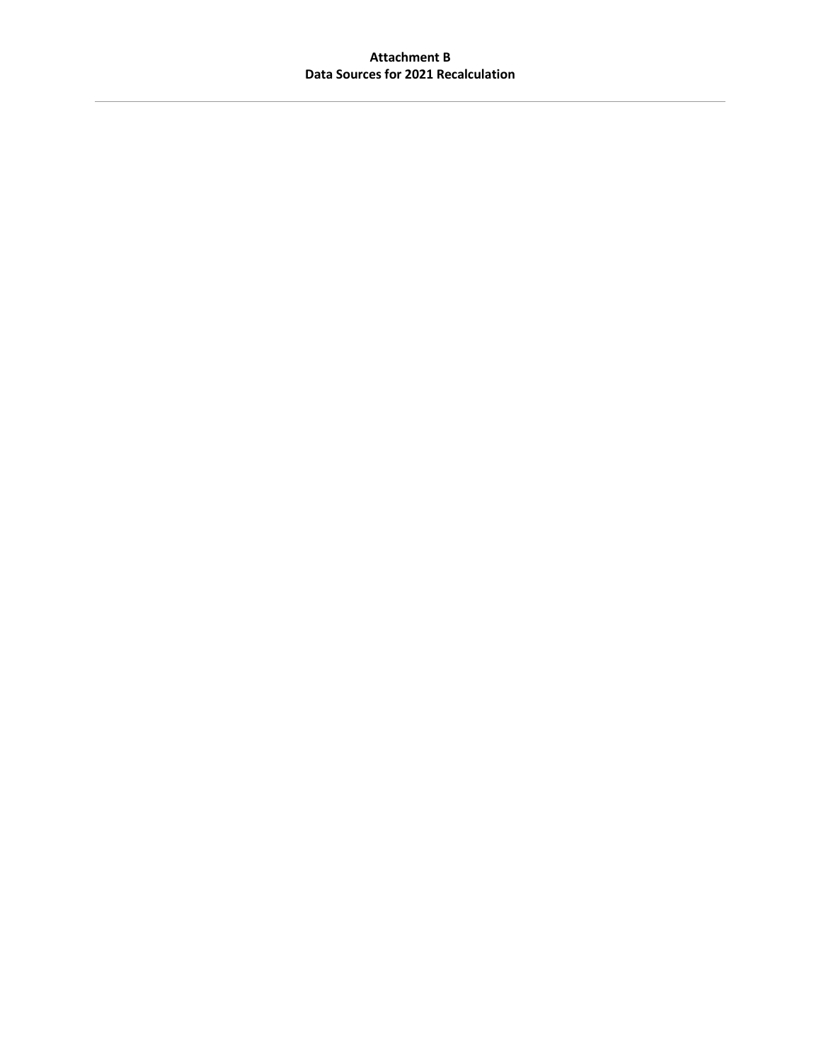**Attachment B**
**Data Sources for 2021 Recalculation**

---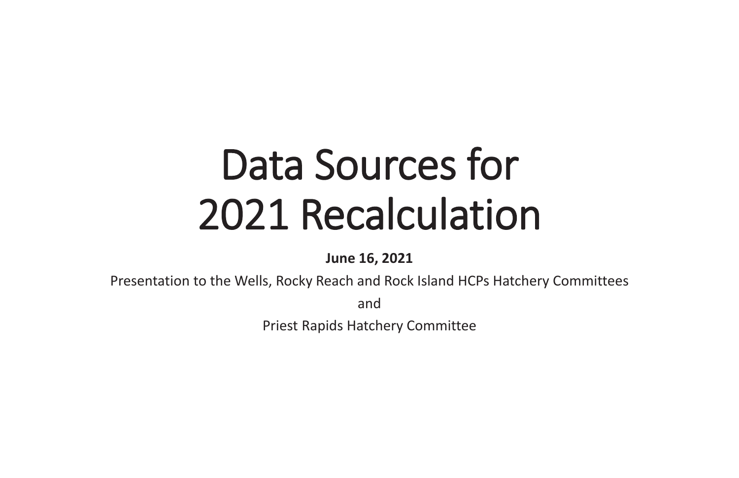# Data Sources for 2021 Recalculation

**June 16, 2021**

Presentation to the Wells, Rocky Reach and Rock Island HCPs Hatchery Committees

and

Priest Rapids Hatchery Committee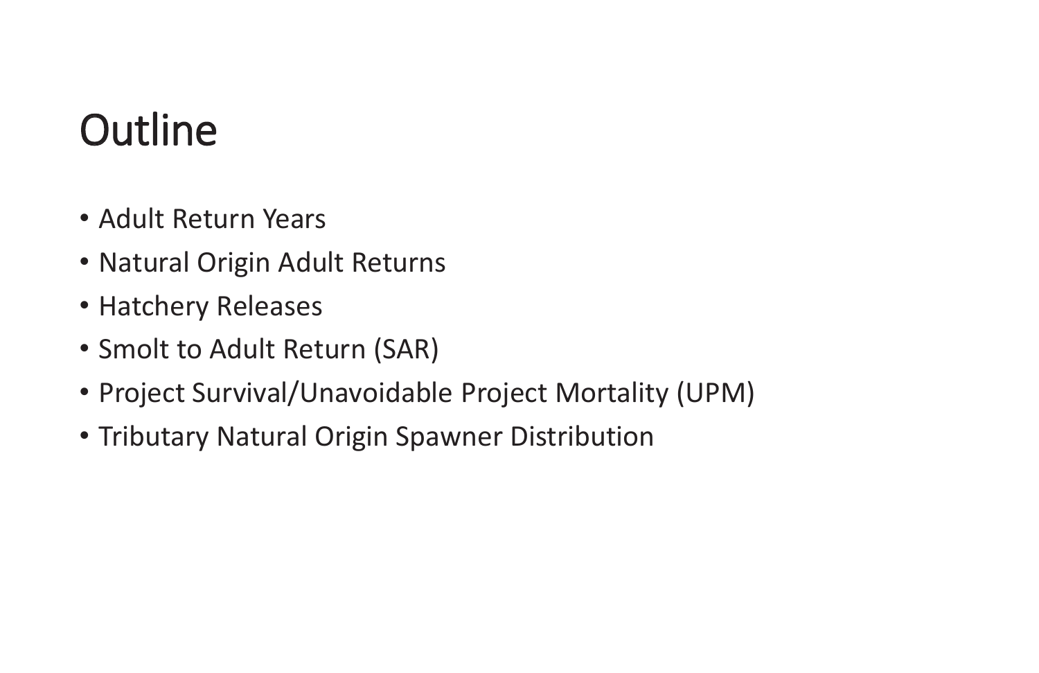# Outline

- Adult Return Years
- Natural Origin Adult Returns
- Hatchery Releases
- Smolt to Adult Return (SAR)
- Project Survival/Unavoidable Project Mortality (UPM)
- Tributary Natural Origin Spawner Distribution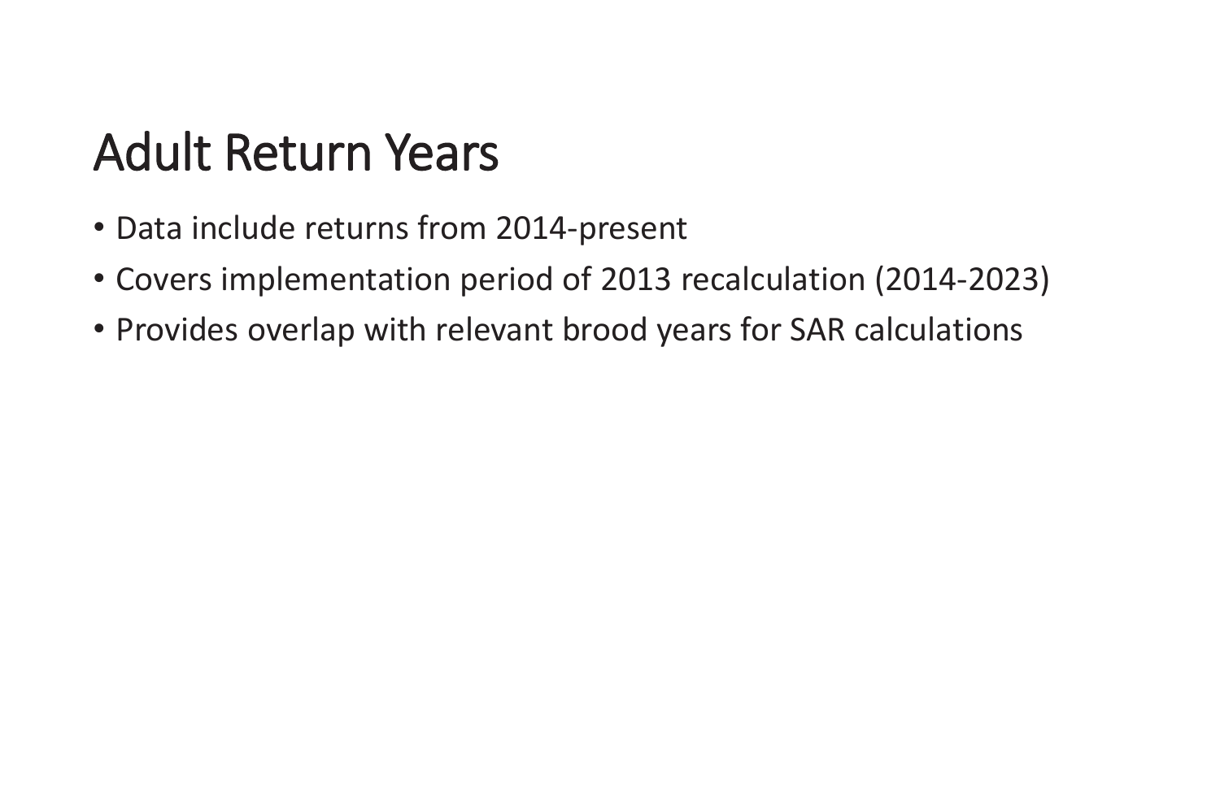# Adult Return Years

- Data include returns from 2014-present
- Covers implementation period of 2013 recalculation (2014-2023)
- Provides overlap with relevant brood years for SAR calculations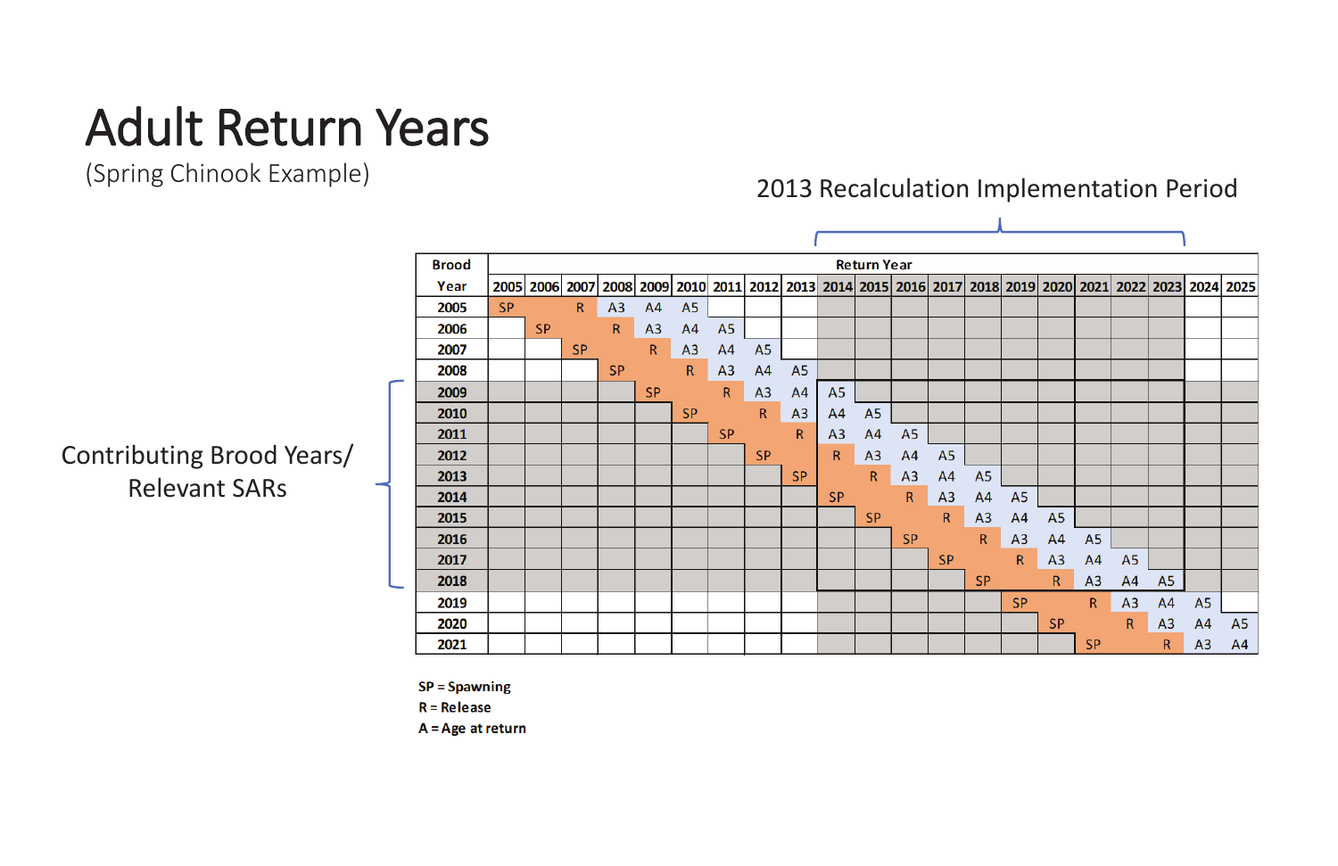# Adult Return Years

(Spring Chinook Example)

2013 Recalculation Implementation Period

Contributing Brood Years/ Relevant SARs

| Brood Year | Return Year | | | | | | | | | | | | | | | | | | | | |
|---|---|---|---|---|---|---|---|---|---|---|---|---|---|---|---|---|---|---|---|---|---|
| | 2005 | 2006 | 2007 | 2008 | 2009 | 2010 | 2011 | 2012 | 2013 | 2014 | 2015 | 2016 | 2017 | 2018 | 2019 | 2020 | 2021 | 2022 | 2023 | 2024 | 2025 |
| 2005 | SP | | R | A3 | A4 | A5 | | | | | | | | | | | | | | | |
| 2006 | | SP | | R | A3 | A4 | A5 | | | | | | | | | | | | | | |
| 2007 | | | SP | | R | A3 | A4 | A5 | | | | | | | | | | | | | |
| 2008 | | | | SP | | R | A3 | A4 | A5 | | | | | | | | | | | | |
| 2009 | | | | | SP | | R | A3 | A4 | A5 | | | | | | | | | | | |
| 2010 | | | | | | SP | | R | A3 | A4 | A5 | | | | | | | | | | |
| 2011 | | | | | | | SP | | R | A3 | A4 | A5 | | | | | | | | | |
| 2012 | | | | | | | | SP | | R | A3 | A4 | A5 | | | | | | | | |
| 2013 | | | | | | | | | SP | | R | A3 | A4 | A5 | | | | | | | |
| 2014 | | | | | | | | | | SP | | R | A3 | A4 | A5 | | | | | | |
| 2015 | | | | | | | | | | | SP | | R | A3 | A4 | A5 | | | | | |
| 2016 | | | | | | | | | | | | SP | | R | A3 | A4 | A5 | | | | |
| 2017 | | | | | | | | | | | | | SP | | R | A3 | A4 | A5 | | | |
| 2018 | | | | | | | | | | | | | | SP | | R | A3 | A4 | A5 | | |
| 2019 | | | | | | | | | | | | | | | SP | | R | A3 | A4 | A5 | |
| 2020 | | | | | | | | | | | | | | | | SP | | R | A3 | A4 | A5 |
| 2021 | | | | | | | | | | | | | | | | | SP | | R | A3 | A4 |

**SP = Spawning**
**R = Release**
**A = Age at return**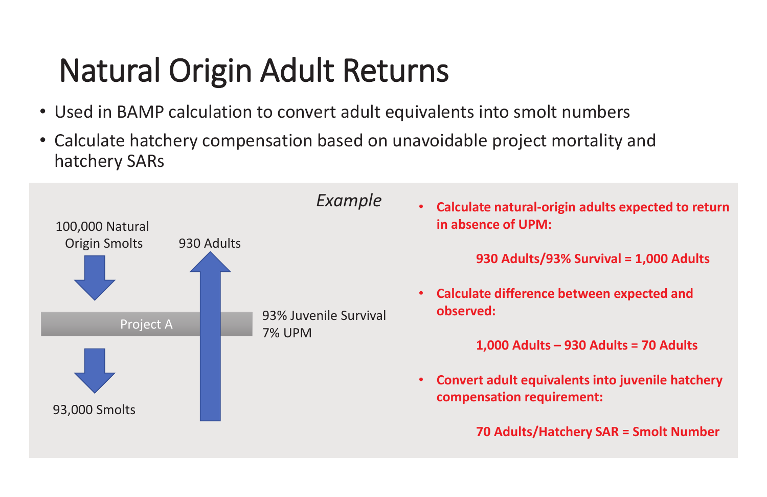# Natural Origin Adult Returns

- Used in BAMP calculation to convert adult equivalents into smolt numbers
- Calculate hatchery compensation based on unavoidable project mortality and hatchery SARs

*Example*

100,000 Natural Origin Smolts

930 Adults

Project A

93% Juvenile Survival
7% UPM

93,000 Smolts

- **Calculate natural-origin adults expected to return in absence of UPM:**

  **930 Adults/93% Survival = 1,000 Adults**

- **Calculate difference between expected and observed:**

  **1,000 Adults – 930 Adults = 70 Adults**

- **Convert adult equivalents into juvenile hatchery compensation requirement:**

  **70 Adults/Hatchery SAR = Smolt Number**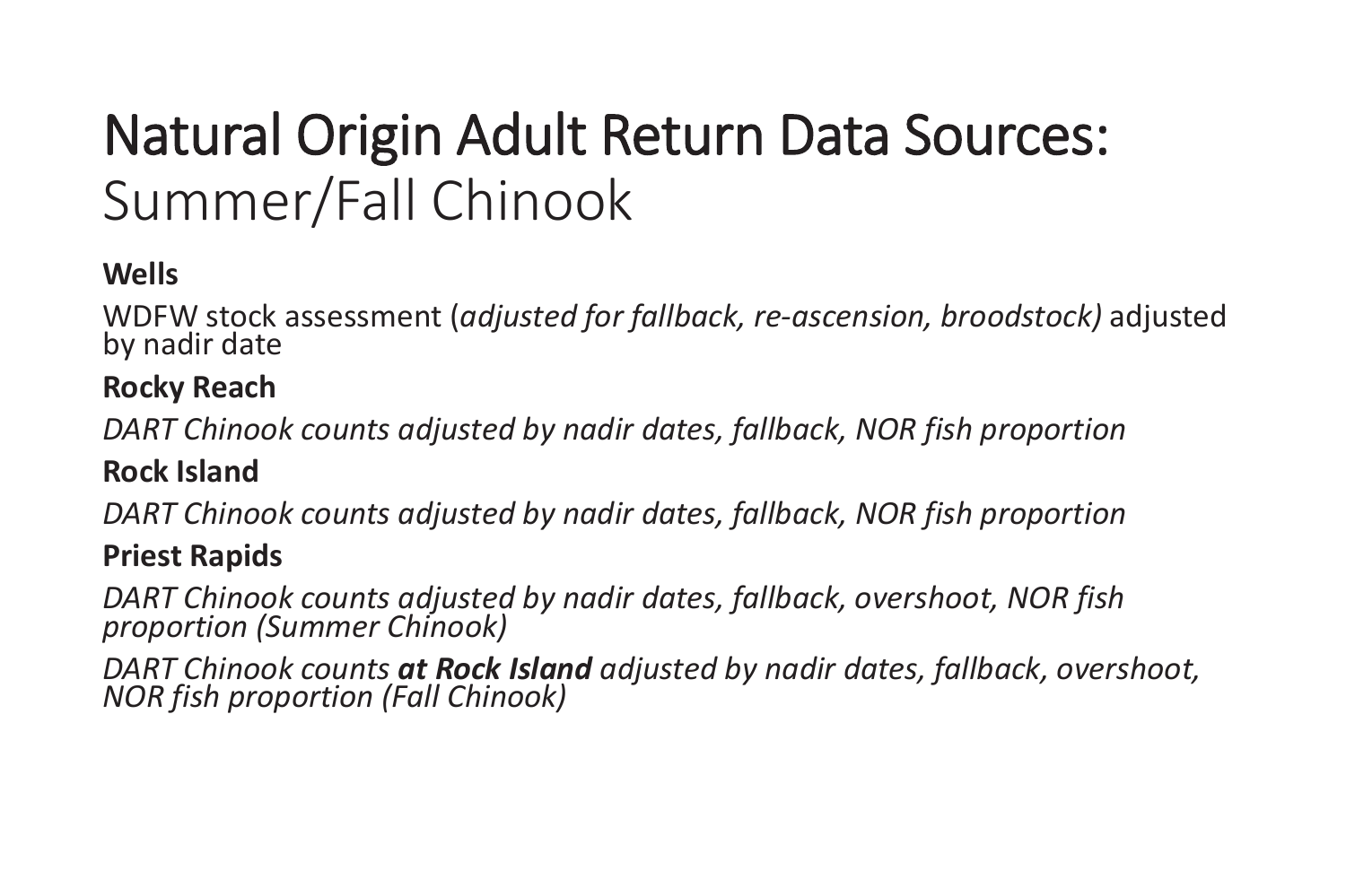# Natural Origin Adult Return Data Sources: Summer/Fall Chinook

**Wells**

WDFW stock assessment (*adjusted for fallback, re-ascension, broodstock)* adjusted by nadir date

**Rocky Reach**

*DART Chinook counts adjusted by nadir dates, fallback, NOR fish proportion*

**Rock Island**

*DART Chinook counts adjusted by nadir dates, fallback, NOR fish proportion*

**Priest Rapids**

*DART Chinook counts adjusted by nadir dates, fallback, overshoot, NOR fish proportion (Summer Chinook)*

*DART Chinook counts **at Rock Island** adjusted by nadir dates, fallback, overshoot, NOR fish proportion (Fall Chinook)*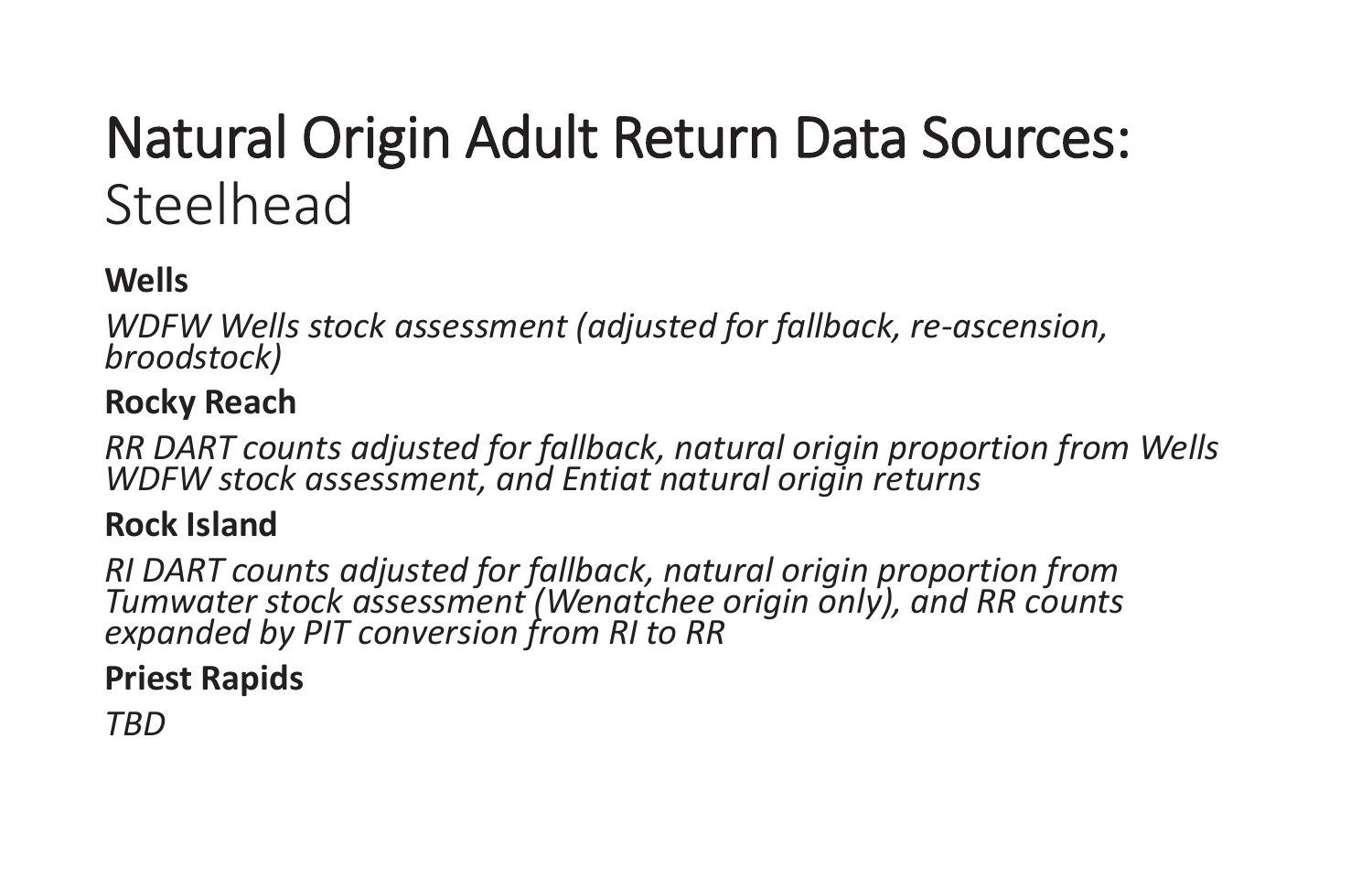# Natural Origin Adult Return Data Sources: Steelhead

**Wells**

*WDFW Wells stock assessment (adjusted for fallback, re-ascension, broodstock)*

**Rocky Reach**

*RR DART counts adjusted for fallback, natural origin proportion from Wells WDFW stock assessment, and Entiat natural origin returns*

**Rock Island**

*RI DART counts adjusted for fallback, natural origin proportion from Tumwater stock assessment (Wenatchee origin only), and RR counts expanded by PIT conversion from RI to RR*

**Priest Rapids**

*TBD*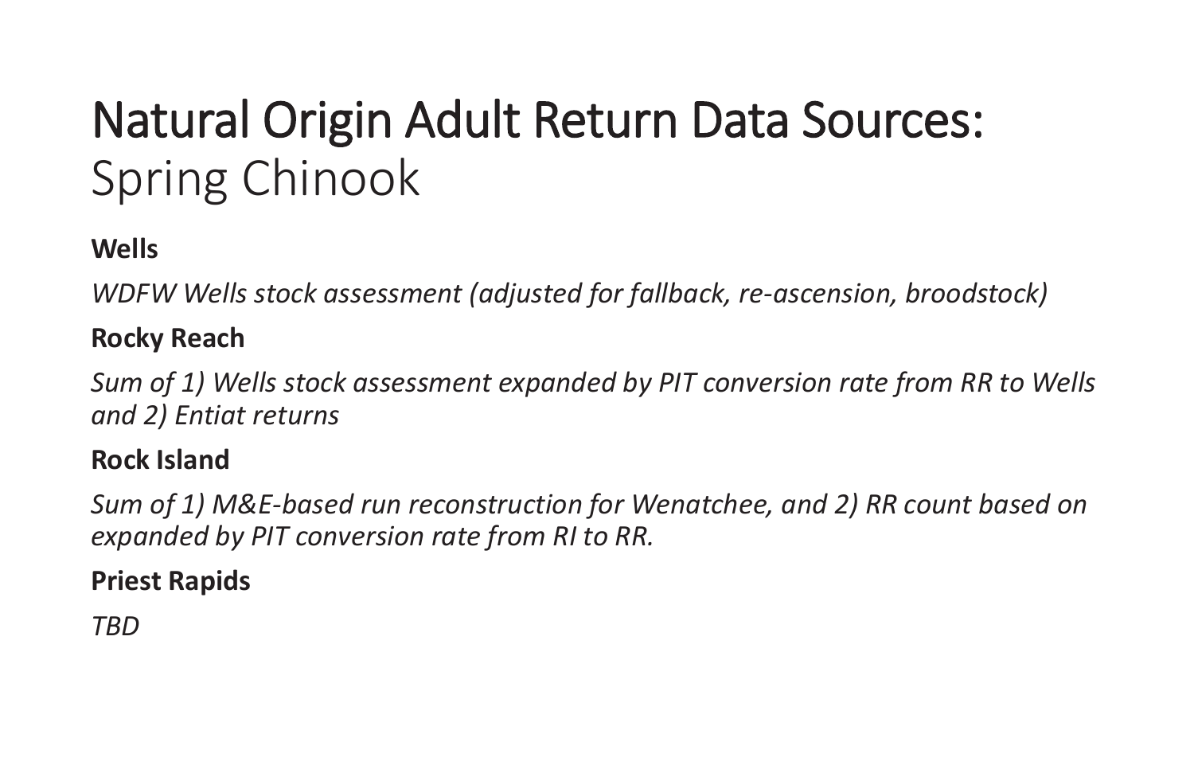# Natural Origin Adult Return Data Sources: Spring Chinook

**Wells**

*WDFW Wells stock assessment (adjusted for fallback, re-ascension, broodstock)*

**Rocky Reach**

*Sum of 1) Wells stock assessment expanded by PIT conversion rate from RR to Wells and 2) Entiat returns*

**Rock Island**

*Sum of 1) M&E-based run reconstruction for Wenatchee, and 2) RR count based on expanded by PIT conversion rate from RI to RR.*

**Priest Rapids**

*TBD*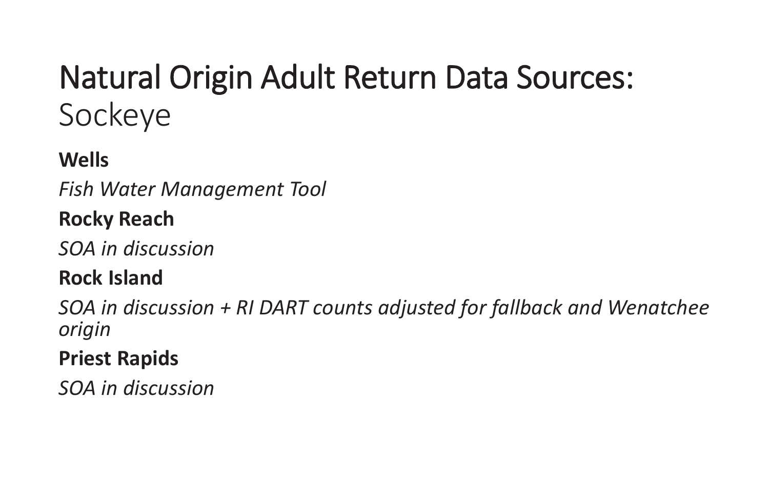# Natural Origin Adult Return Data Sources: Sockeye

**Wells**

*Fish Water Management Tool*

**Rocky Reach**

*SOA in discussion*

**Rock Island**

*SOA in discussion + RI DART counts adjusted for fallback and Wenatchee origin*

**Priest Rapids**

*SOA in discussion*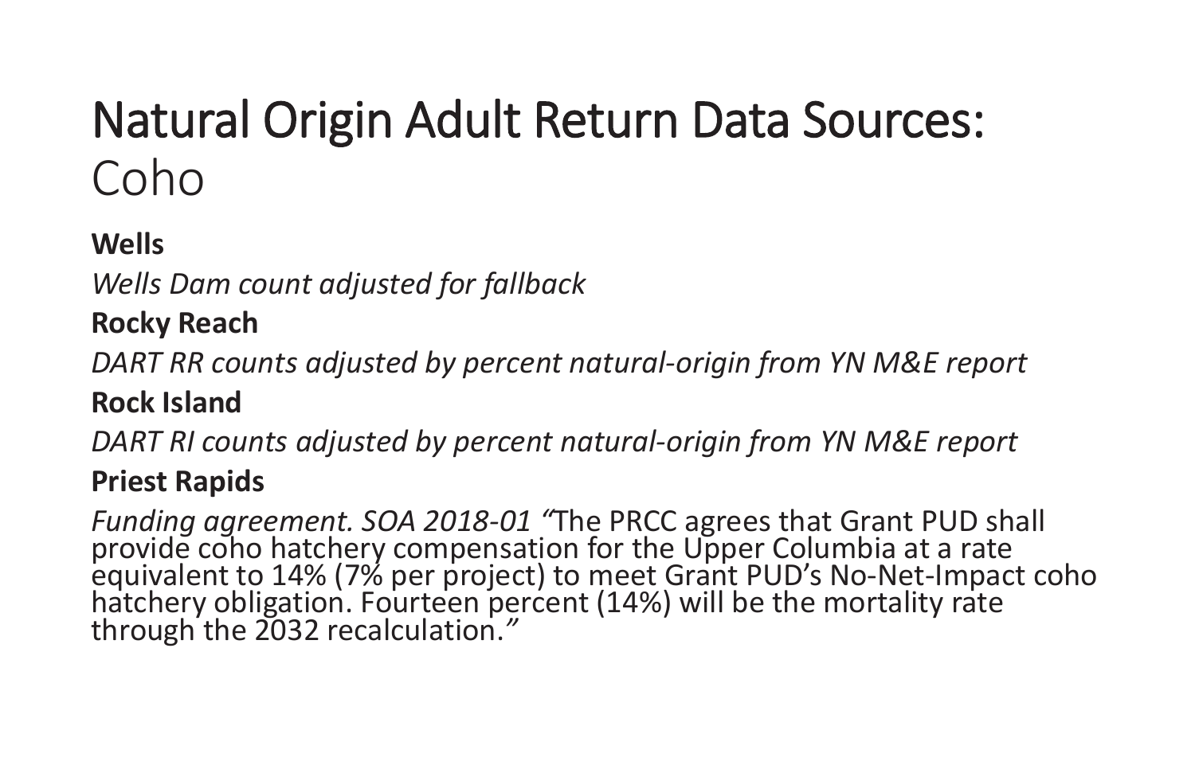# Natural Origin Adult Return Data Sources: Coho

**Wells**

*Wells Dam count adjusted for fallback*

**Rocky Reach**

*DART RR counts adjusted by percent natural-origin from YN M&E report*

**Rock Island**

*DART RI counts adjusted by percent natural-origin from YN M&E report*

**Priest Rapids**

*Funding agreement. SOA 2018-01 "*The PRCC agrees that Grant PUD shall provide coho hatchery compensation for the Upper Columbia at a rate equivalent to 14% (7% per project) to meet Grant PUD's No-Net-Impact coho hatchery obligation. Fourteen percent (14%) will be the mortality rate through the 2032 recalculation.*"*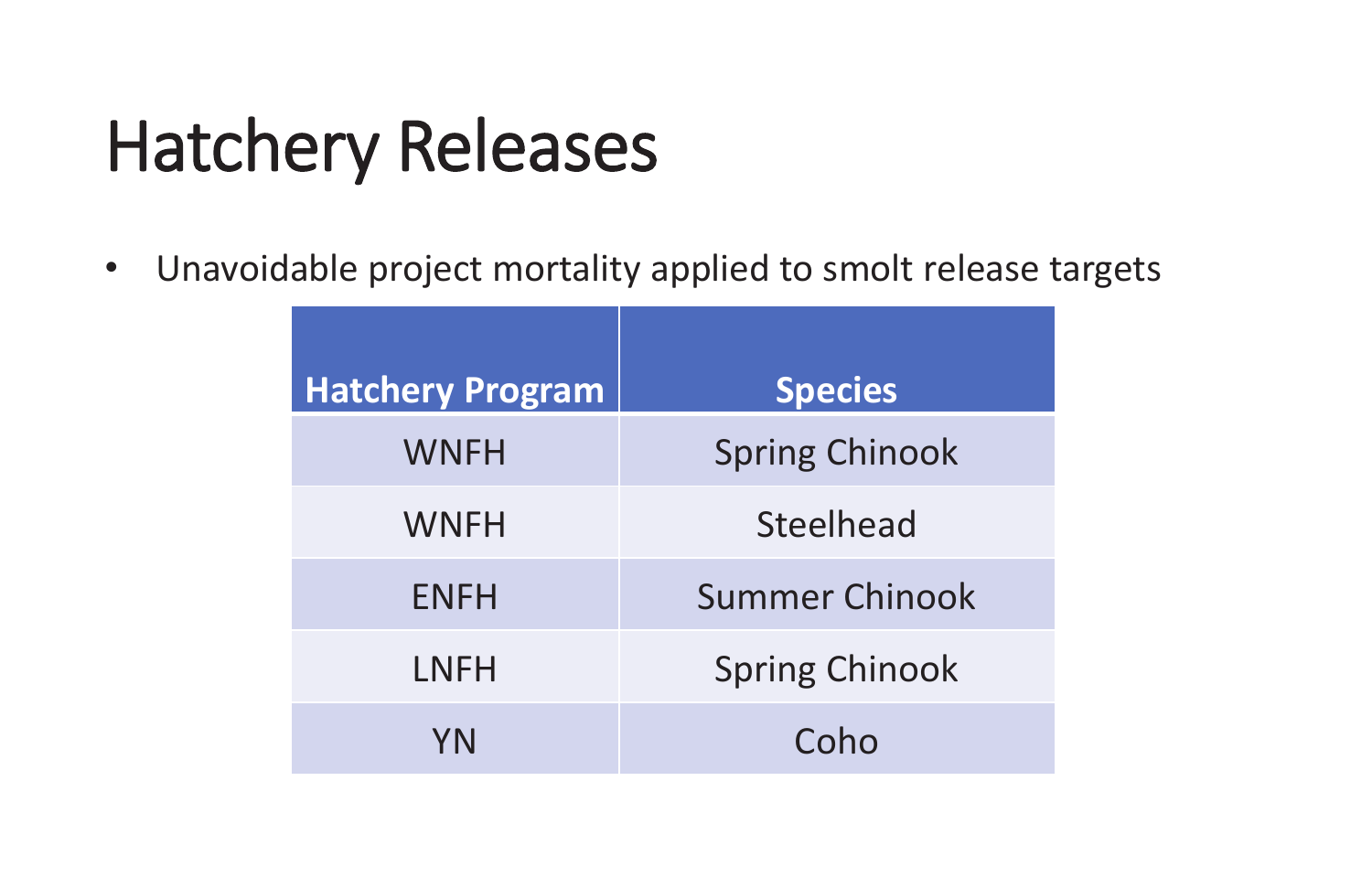# Hatchery Releases

- Unavoidable project mortality applied to smolt release targets

| Hatchery Program | Species |
| --- | --- |
| WNFH | Spring Chinook |
| WNFH | Steelhead |
| ENFH | Summer Chinook |
| LNFH | Spring Chinook |
| YN | Coho |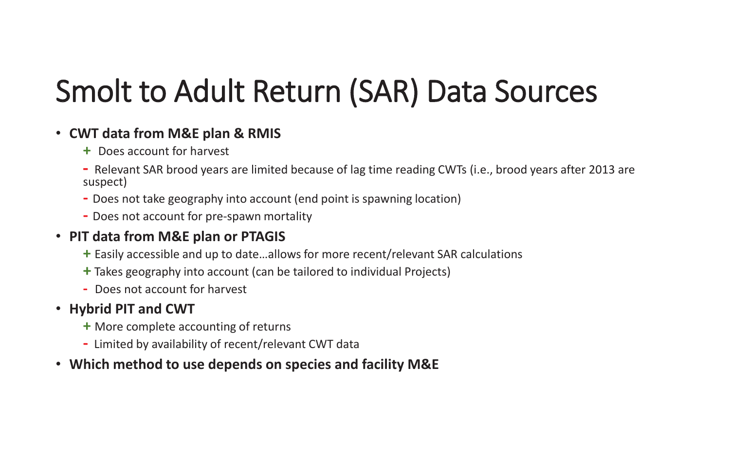# Smolt to Adult Return (SAR) Data Sources

- **CWT data from M&E plan & RMIS**
  - \+ Does account for harvest
  - \- Relevant SAR brood years are limited because of lag time reading CWTs (i.e., brood years after 2013 are suspect)
  - \- Does not take geography into account (end point is spawning location)
  - \- Does not account for pre-spawn mortality
- **PIT data from M&E plan or PTAGIS**
  - \+ Easily accessible and up to date…allows for more recent/relevant SAR calculations
  - \+ Takes geography into account (can be tailored to individual Projects)
  - \- Does not account for harvest
- **Hybrid PIT and CWT**
  - \+ More complete accounting of returns
  - \- Limited by availability of recent/relevant CWT data
- **Which method to use depends on species and facility M&E**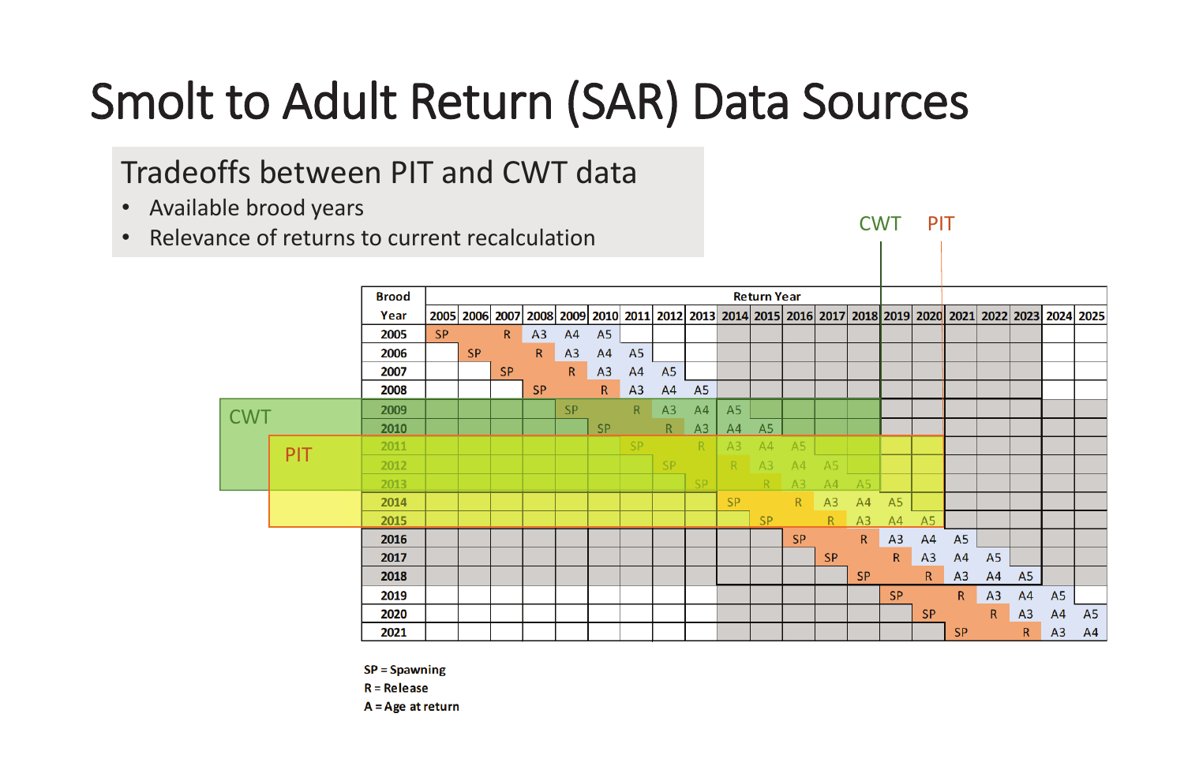# Smolt to Adult Return (SAR) Data Sources

## Tradeoffs between PIT and CWT data

- Available brood years
- Relevance of returns to current recalculation

CWT PIT

| Brood Year | Return Year | | | | | | | | | | | | | | | | | | | | |
|---|---|---|---|---|---|---|---|---|---|---|---|---|---|---|---|---|---|---|---|---|---|
| | 2005 | 2006 | 2007 | 2008 | 2009 | 2010 | 2011 | 2012 | 2013 | 2014 | 2015 | 2016 | 2017 | 2018 | 2019 | 2020 | 2021 | 2022 | 2023 | 2024 | 2025 |
| 2005 | SP | | R | A3 | A4 | A5 | | | | | | | | | | | | | | | |
| 2006 | | SP | | R | A3 | A4 | A5 | | | | | | | | | | | | | | |
| 2007 | | | SP | | R | A3 | A4 | A5 | | | | | | | | | | | | | |
| 2008 | | | | SP | | R | A3 | A4 | A5 | | | | | | | | | | | | |
| 2009 | | | | | SP | | R | A3 | A4 | A5 | | | | | | | | | | | |
| 2010 | | | | | | SP | | R | A3 | A4 | A5 | | | | | | | | | | |
| 2011 | | | | | | | SP | | R | A3 | A4 | A5 | | | | | | | | | |
| 2012 | | | | | | | | SP | | R | A3 | A4 | A5 | | | | | | | | |
| 2013 | | | | | | | | | SP | | R | A3 | A4 | A5 | | | | | | | |
| 2014 | | | | | | | | | | SP | | R | A3 | A4 | A5 | | | | | | |
| 2015 | | | | | | | | | | | SP | | R | A3 | A4 | A5 | | | | | |
| 2016 | | | | | | | | | | | | SP | | R | A3 | A4 | A5 | | | | |
| 2017 | | | | | | | | | | | | | SP | | R | A3 | A4 | A5 | | | |
| 2018 | | | | | | | | | | | | | | SP | | R | A3 | A4 | A5 | | |
| 2019 | | | | | | | | | | | | | | | SP | | R | A3 | A4 | A5 | |
| 2020 | | | | | | | | | | | | | | | | SP | | R | A3 | A4 | A5 |
| 2021 | | | | | | | | | | | | | | | | | SP | | R | A3 | A4 |

CWT: brood years 2009–2013; PIT: brood years 2011–2015

SP = Spawning
R = Release
A = Age at return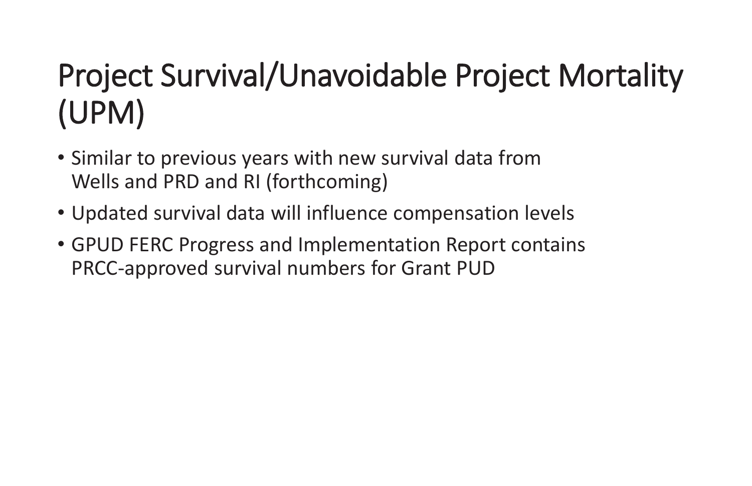# Project Survival/Unavoidable Project Mortality (UPM)

- Similar to previous years with new survival data from Wells and PRD and RI (forthcoming)
- Updated survival data will influence compensation levels
- GPUD FERC Progress and Implementation Report contains PRCC-approved survival numbers for Grant PUD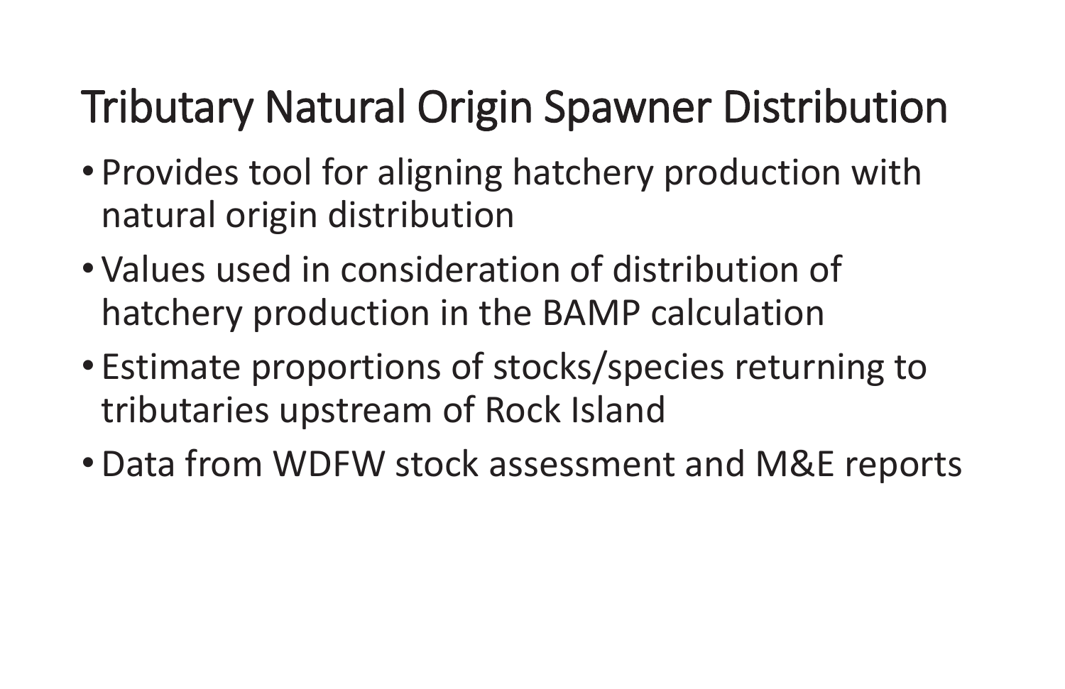# Tributary Natural Origin Spawner Distribution

- Provides tool for aligning hatchery production with natural origin distribution
- Values used in consideration of distribution of hatchery production in the BAMP calculation
- Estimate proportions of stocks/species returning to tributaries upstream of Rock Island
- Data from WDFW stock assessment and M&E reports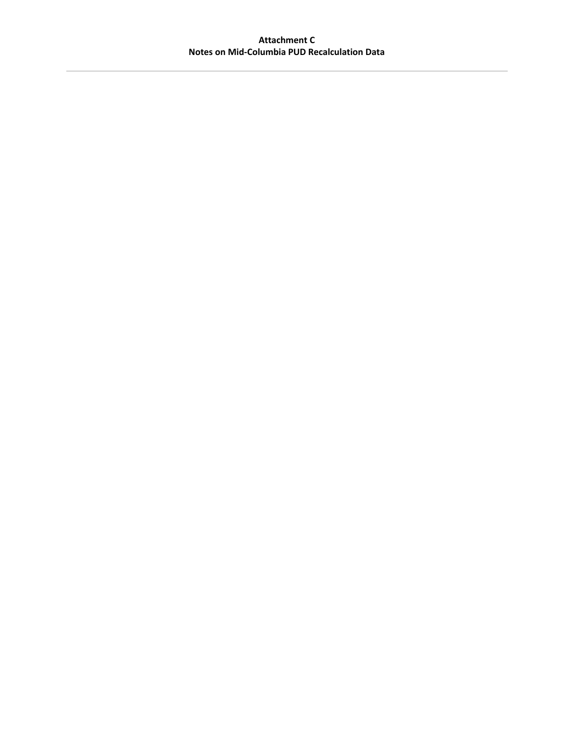# Attachment C
## Notes on Mid-Columbia PUD Recalculation Data

---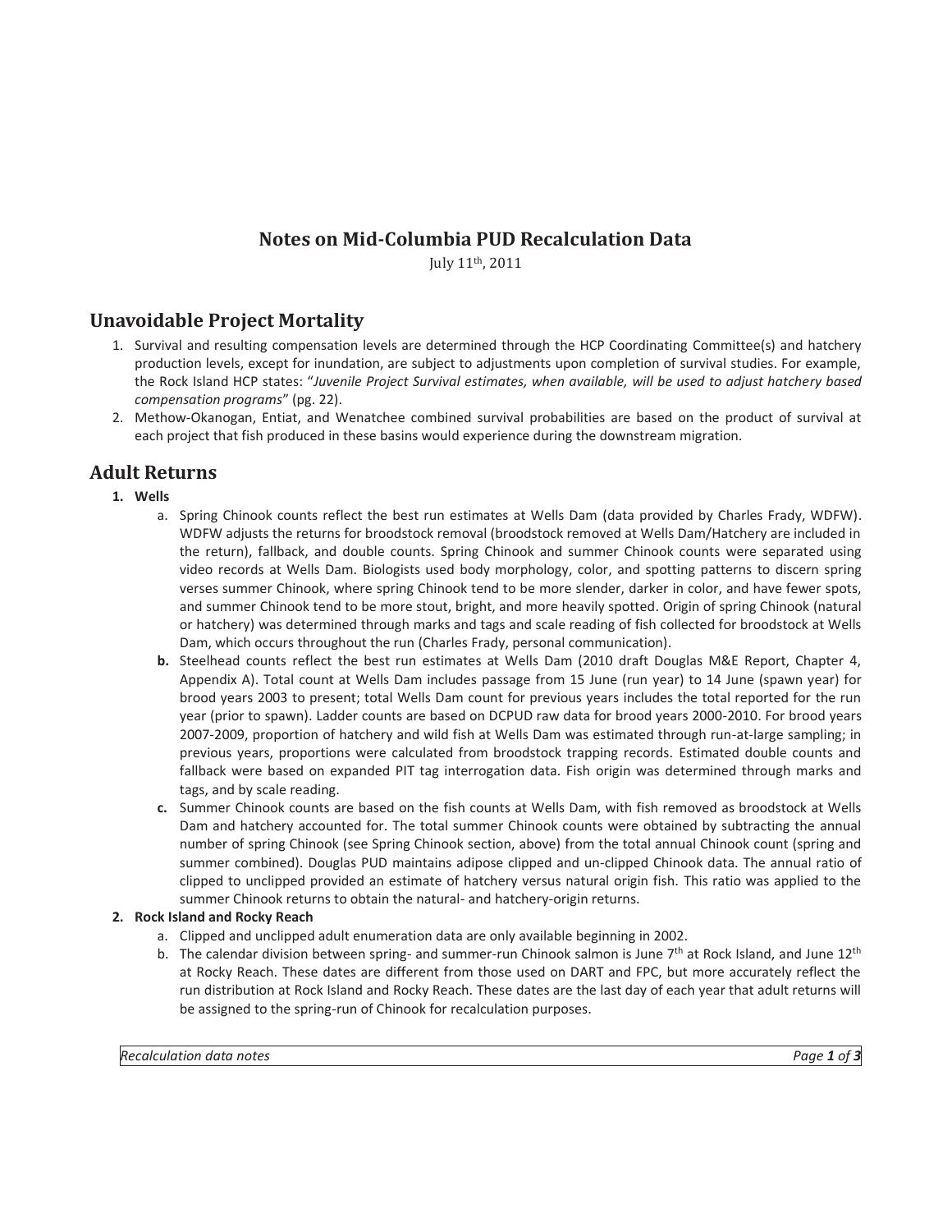# Notes on Mid-Columbia PUD Recalculation Data

July 11th, 2011

## Unavoidable Project Mortality

1. Survival and resulting compensation levels are determined through the HCP Coordinating Committee(s) and hatchery production levels, except for inundation, are subject to adjustments upon completion of survival studies. For example, the Rock Island HCP states: "*Juvenile Project Survival estimates, when available, will be used to adjust hatchery based compensation programs*" (pg. 22).
2. Methow-Okanogan, Entiat, and Wenatchee combined survival probabilities are based on the product of survival at each project that fish produced in these basins would experience during the downstream migration.

## Adult Returns

1. **Wells**
   a. Spring Chinook counts reflect the best run estimates at Wells Dam (data provided by Charles Frady, WDFW). WDFW adjusts the returns for broodstock removal (broodstock removed at Wells Dam/Hatchery are included in the return), fallback, and double counts. Spring Chinook and summer Chinook counts were separated using video records at Wells Dam. Biologists used body morphology, color, and spotting patterns to discern spring verses summer Chinook, where spring Chinook tend to be more slender, darker in color, and have fewer spots, and summer Chinook tend to be more stout, bright, and more heavily spotted. Origin of spring Chinook (natural or hatchery) was determined through marks and tags and scale reading of fish collected for broodstock at Wells Dam, which occurs throughout the run (Charles Frady, personal communication).
   **b.** Steelhead counts reflect the best run estimates at Wells Dam (2010 draft Douglas M&E Report, Chapter 4, Appendix A). Total count at Wells Dam includes passage from 15 June (run year) to 14 June (spawn year) for brood years 2003 to present; total Wells Dam count for previous years includes the total reported for the run year (prior to spawn). Ladder counts are based on DCPUD raw data for brood years 2000-2010. For brood years 2007-2009, proportion of hatchery and wild fish at Wells Dam was estimated through run-at-large sampling; in previous years, proportions were calculated from broodstock trapping records. Estimated double counts and fallback were based on expanded PIT tag interrogation data. Fish origin was determined through marks and tags, and by scale reading.
   **c.** Summer Chinook counts are based on the fish counts at Wells Dam, with fish removed as broodstock at Wells Dam and hatchery accounted for. The total summer Chinook counts were obtained by subtracting the annual number of spring Chinook (see Spring Chinook section, above) from the total annual Chinook count (spring and summer combined). Douglas PUD maintains adipose clipped and un-clipped Chinook data. The annual ratio of clipped to unclipped provided an estimate of hatchery versus natural origin fish. This ratio was applied to the summer Chinook returns to obtain the natural- and hatchery-origin returns.
2. **Rock Island and Rocky Reach**
   a. Clipped and unclipped adult enumeration data are only available beginning in 2002.
   b. The calendar division between spring- and summer-run Chinook salmon is June 7th at Rock Island, and June 12th at Rocky Reach. These dates are different from those used on DART and FPC, but more accurately reflect the run distribution at Rock Island and Rocky Reach. These dates are the last day of each year that adult returns will be assigned to the spring-run of Chinook for recalculation purposes.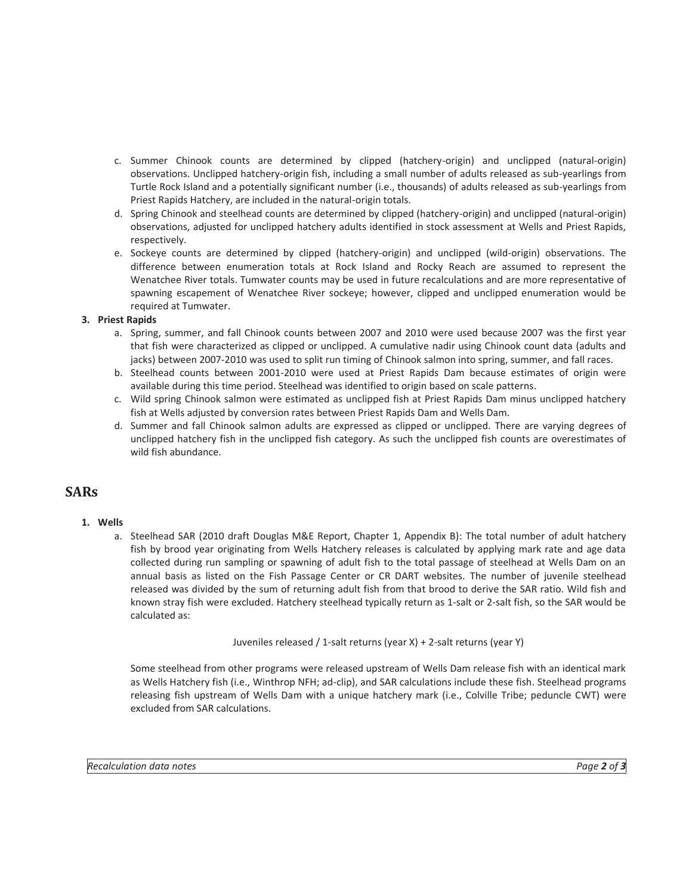c. Summer Chinook counts are determined by clipped (hatchery-origin) and unclipped (natural-origin) observations. Unclipped hatchery-origin fish, including a small number of adults released as sub-yearlings from Turtle Rock Island and a potentially significant number (i.e., thousands) of adults released as sub-yearlings from Priest Rapids Hatchery, are included in the natural-origin totals.

d. Spring Chinook and steelhead counts are determined by clipped (hatchery-origin) and unclipped (natural-origin) observations, adjusted for unclipped hatchery adults identified in stock assessment at Wells and Priest Rapids, respectively.

e. Sockeye counts are determined by clipped (hatchery-origin) and unclipped (wild-origin) observations. The difference between enumeration totals at Rock Island and Rocky Reach are assumed to represent the Wenatchee River totals. Tumwater counts may be used in future recalculations and are more representative of spawning escapement of Wenatchee River sockeye; however, clipped and unclipped enumeration would be required at Tumwater.

**3. Priest Rapids**

a. Spring, summer, and fall Chinook counts between 2007 and 2010 were used because 2007 was the first year that fish were characterized as clipped or unclipped. A cumulative nadir using Chinook count data (adults and jacks) between 2007-2010 was used to split run timing of Chinook salmon into spring, summer, and fall races.

b. Steelhead counts between 2001-2010 were used at Priest Rapids Dam because estimates of origin were available during this time period. Steelhead was identified to origin based on scale patterns.

c. Wild spring Chinook salmon were estimated as unclipped fish at Priest Rapids Dam minus unclipped hatchery fish at Wells adjusted by conversion rates between Priest Rapids Dam and Wells Dam.

d. Summer and fall Chinook salmon adults are expressed as clipped or unclipped. There are varying degrees of unclipped hatchery fish in the unclipped fish category. As such the unclipped fish counts are overestimates of wild fish abundance.

## SARs

**1. Wells**

a. Steelhead SAR (2010 draft Douglas M&E Report, Chapter 1, Appendix B): The total number of adult hatchery fish by brood year originating from Wells Hatchery releases is calculated by applying mark rate and age data collected during run sampling or spawning of adult fish to the total passage of steelhead at Wells Dam on an annual basis as listed on the Fish Passage Center or CR DART websites. The number of juvenile steelhead released was divided by the sum of returning adult fish from that brood to derive the SAR ratio. Wild fish and known stray fish were excluded. Hatchery steelhead typically return as 1-salt or 2-salt fish, so the SAR would be calculated as:

Juveniles released / 1-salt returns (year X) + 2-salt returns (year Y)

Some steelhead from other programs were released upstream of Wells Dam release fish with an identical mark as Wells Hatchery fish (i.e., Winthrop NFH; ad-clip), and SAR calculations include these fish. Steelhead programs releasing fish upstream of Wells Dam with a unique hatchery mark (i.e., Colville Tribe; peduncle CWT) were excluded from SAR calculations.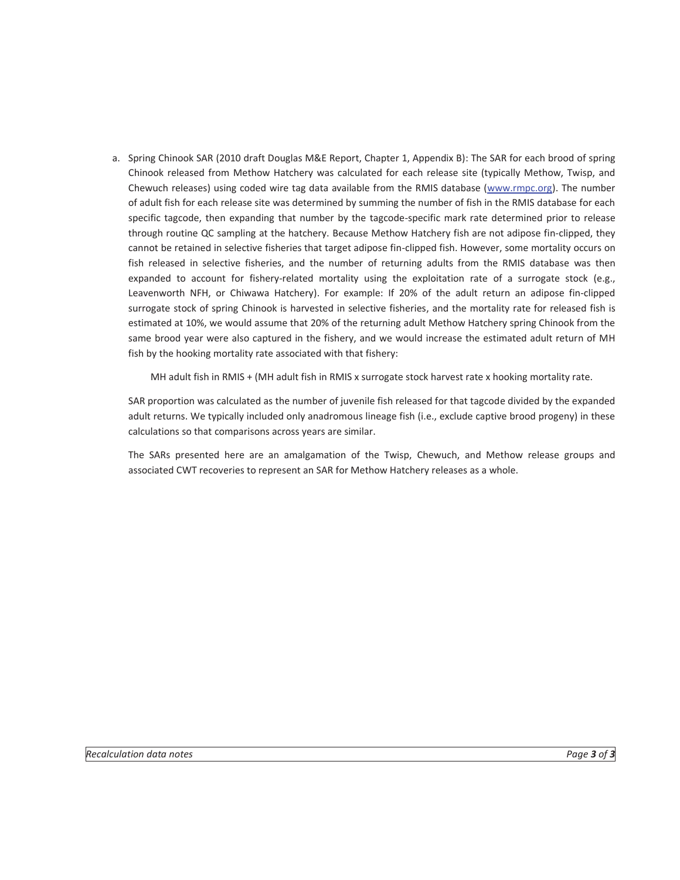a. Spring Chinook SAR (2010 draft Douglas M&E Report, Chapter 1, Appendix B): The SAR for each brood of spring Chinook released from Methow Hatchery was calculated for each release site (typically Methow, Twisp, and Chewuch releases) using coded wire tag data available from the RMIS database (www.rmpc.org). The number of adult fish for each release site was determined by summing the number of fish in the RMIS database for each specific tagcode, then expanding that number by the tagcode-specific mark rate determined prior to release through routine QC sampling at the hatchery. Because Methow Hatchery fish are not adipose fin-clipped, they cannot be retained in selective fisheries that target adipose fin-clipped fish. However, some mortality occurs on fish released in selective fisheries, and the number of returning adults from the RMIS database was then expanded to account for fishery-related mortality using the exploitation rate of a surrogate stock (e.g., Leavenworth NFH, or Chiwawa Hatchery). For example: If 20% of the adult return an adipose fin-clipped surrogate stock of spring Chinook is harvested in selective fisheries, and the mortality rate for released fish is estimated at 10%, we would assume that 20% of the returning adult Methow Hatchery spring Chinook from the same brood year were also captured in the fishery, and we would increase the estimated adult return of MH fish by the hooking mortality rate associated with that fishery:

   MH adult fish in RMIS + (MH adult fish in RMIS x surrogate stock harvest rate x hooking mortality rate.

   SAR proportion was calculated as the number of juvenile fish released for that tagcode divided by the expanded adult returns. We typically included only anadromous lineage fish (i.e., exclude captive brood progeny) in these calculations so that comparisons across years are similar.

   The SARs presented here are an amalgamation of the Twisp, Chewuch, and Methow release groups and associated CWT recoveries to represent an SAR for Methow Hatchery releases as a whole.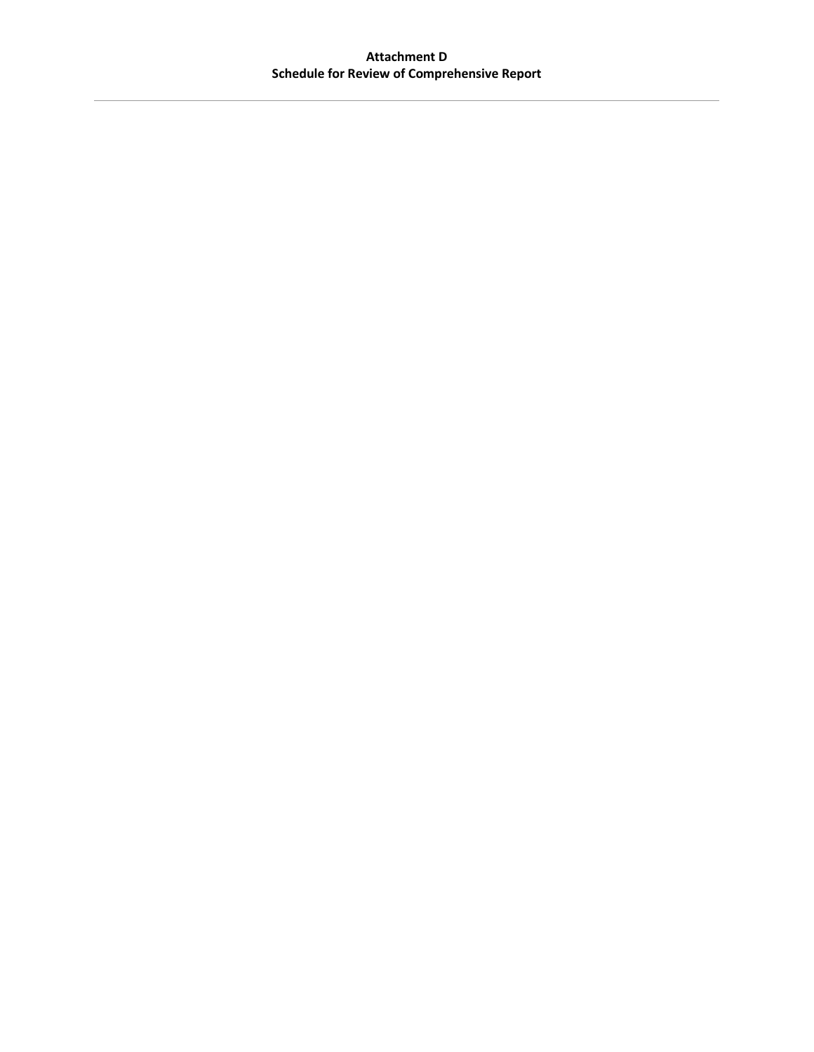**Attachment D**
**Schedule for Review of Comprehensive Report**

---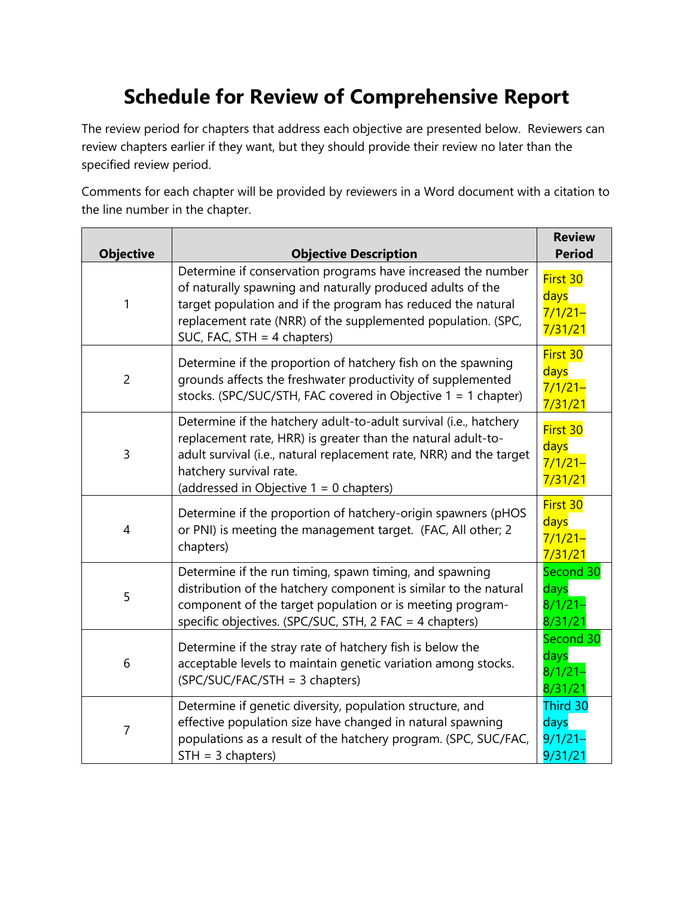# Schedule for Review of Comprehensive Report

The review period for chapters that address each objective are presented below. Reviewers can review chapters earlier if they want, but they should provide their review no later than the specified review period.

Comments for each chapter will be provided by reviewers in a Word document with a citation to the line number in the chapter.

| Objective | Objective Description | Review Period |
|---|---|---|
| 1 | Determine if conservation programs have increased the number of naturally spawning and naturally produced adults of the target population and if the program has reduced the natural replacement rate (NRR) of the supplemented population. (SPC, SUC, FAC, STH = 4 chapters) | First 30 days 7/1/21–7/31/21 |
| 2 | Determine if the proportion of hatchery fish on the spawning grounds affects the freshwater productivity of supplemented stocks. (SPC/SUC/STH, FAC covered in Objective 1 = 1 chapter) | First 30 days 7/1/21–7/31/21 |
| 3 | Determine if the hatchery adult-to-adult survival (i.e., hatchery replacement rate, HRR) is greater than the natural adult-to-adult survival (i.e., natural replacement rate, NRR) and the target hatchery survival rate. (addressed in Objective 1 = 0 chapters) | First 30 days 7/1/21–7/31/21 |
| 4 | Determine if the proportion of hatchery-origin spawners (pHOS or PNI) is meeting the management target. (FAC, All other; 2 chapters) | First 30 days 7/1/21–7/31/21 |
| 5 | Determine if the run timing, spawn timing, and spawning distribution of the hatchery component is similar to the natural component of the target population or is meeting program-specific objectives. (SPC/SUC, STH, 2 FAC = 4 chapters) | Second 30 days 8/1/21–8/31/21 |
| 6 | Determine if the stray rate of hatchery fish is below the acceptable levels to maintain genetic variation among stocks. (SPC/SUC/FAC/STH = 3 chapters) | Second 30 days 8/1/21–8/31/21 |
| 7 | Determine if genetic diversity, population structure, and effective population size have changed in natural spawning populations as a result of the hatchery program. (SPC, SUC/FAC, STH = 3 chapters) | Third 30 days 9/1/21–9/31/21 |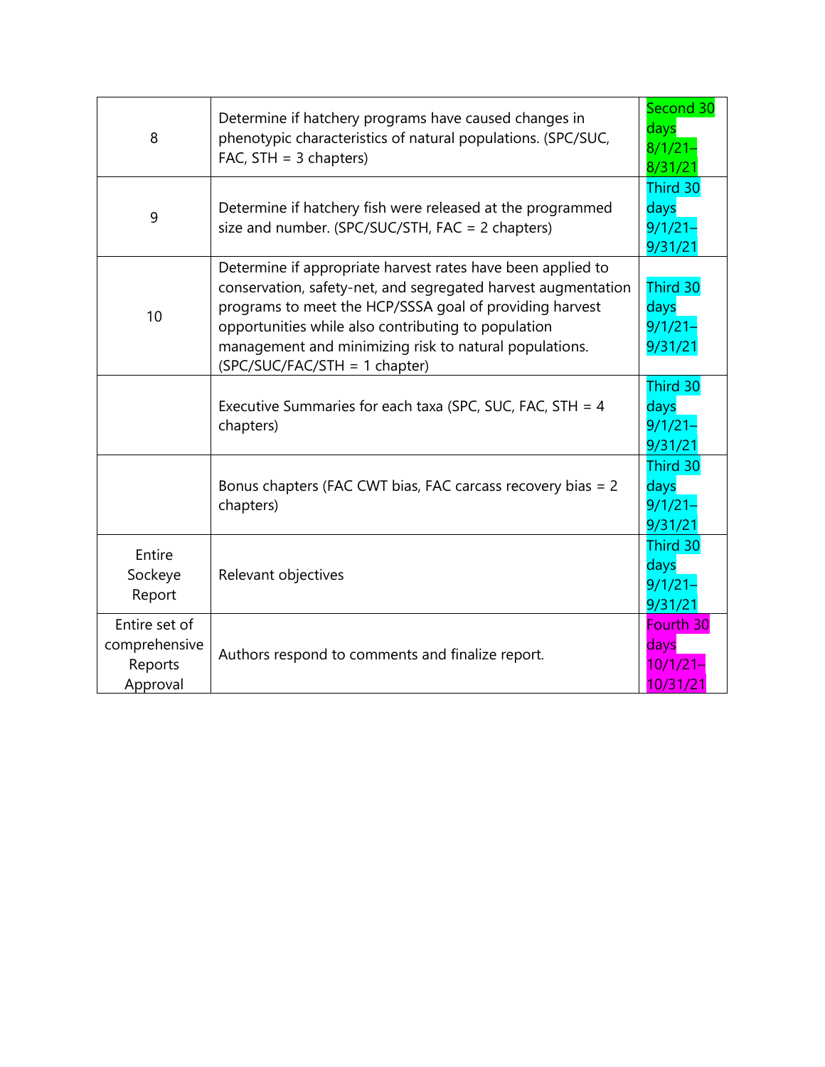| | | |
|---|---|---|
| 8 | Determine if hatchery programs have caused changes in phenotypic characteristics of natural populations. (SPC/SUC, FAC, STH = 3 chapters) | Second 30 days 8/1/21–8/31/21 |
| 9 | Determine if hatchery fish were released at the programmed size and number. (SPC/SUC/STH, FAC = 2 chapters) | Third 30 days 9/1/21–9/31/21 |
| 10 | Determine if appropriate harvest rates have been applied to conservation, safety-net, and segregated harvest augmentation programs to meet the HCP/SSSA goal of providing harvest opportunities while also contributing to population management and minimizing risk to natural populations. (SPC/SUC/FAC/STH = 1 chapter) | Third 30 days 9/1/21–9/31/21 |
| | Executive Summaries for each taxa (SPC, SUC, FAC, STH = 4 chapters) | Third 30 days 9/1/21–9/31/21 |
| | Bonus chapters (FAC CWT bias, FAC carcass recovery bias = 2 chapters) | Third 30 days 9/1/21–9/31/21 |
| Entire Sockeye Report | Relevant objectives | Third 30 days 9/1/21–9/31/21 |
| Entire set of comprehensive Reports Approval | Authors respond to comments and finalize report. | Fourth 30 days 10/1/21–10/31/21 |